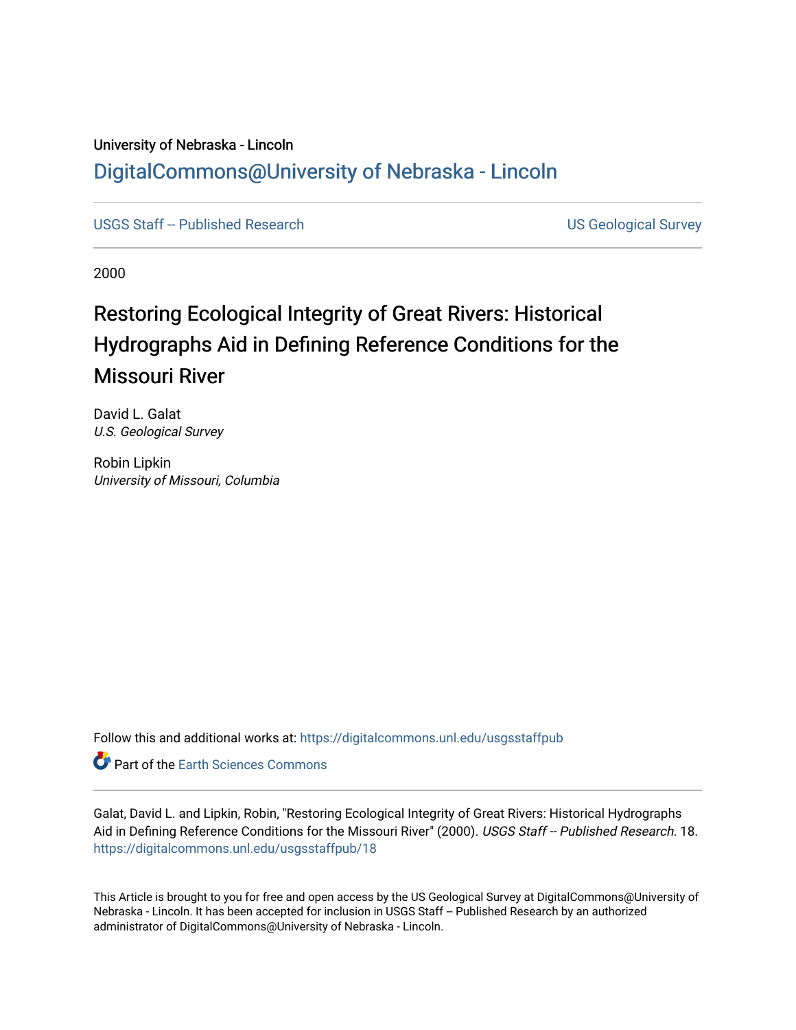University of Nebraska - Lincoln

## DigitalCommons@University of Nebraska - Lincoln

USGS Staff -- Published Research

US Geological Survey

2000

# Restoring Ecological Integrity of Great Rivers: Historical Hydrographs Aid in Defining Reference Conditions for the Missouri River

David L. Galat
*U.S. Geological Survey*

Robin Lipkin
*University of Missouri, Columbia*

Follow this and additional works at: https://digitalcommons.unl.edu/usgsstaffpub

Part of the Earth Sciences Commons

Galat, David L. and Lipkin, Robin, "Restoring Ecological Integrity of Great Rivers: Historical Hydrographs Aid in Defining Reference Conditions for the Missouri River" (2000). *USGS Staff -- Published Research*. 18.
https://digitalcommons.unl.edu/usgsstaffpub/18

This Article is brought to you for free and open access by the US Geological Survey at DigitalCommons@University of Nebraska - Lincoln. It has been accepted for inclusion in USGS Staff -- Published Research by an authorized administrator of DigitalCommons@University of Nebraska - Lincoln.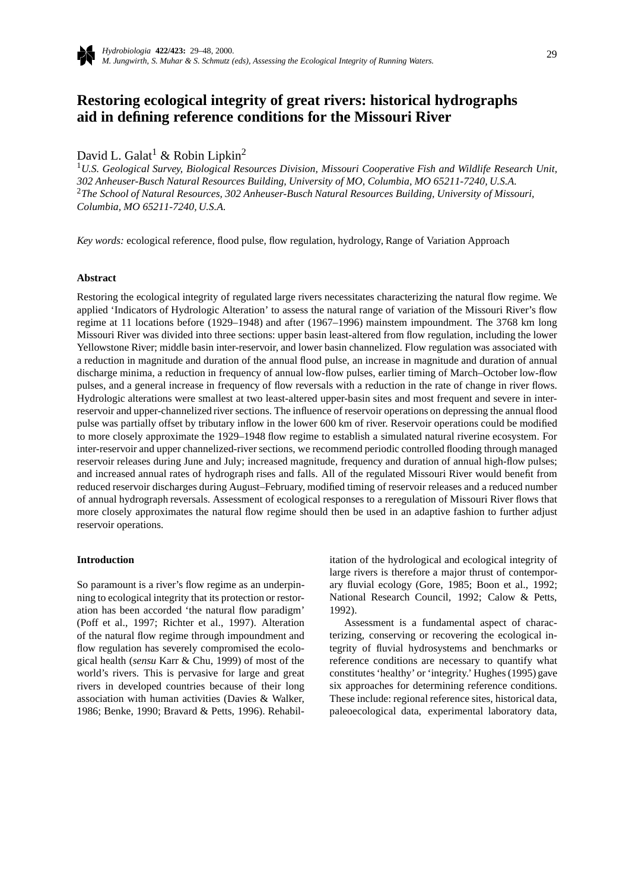# Restoring ecological integrity of great rivers: historical hydrographs aid in defining reference conditions for the Missouri River

David L. Galat[1] & Robin Lipkin[2]

[1]*U.S. Geological Survey, Biological Resources Division, Missouri Cooperative Fish and Wildlife Research Unit, 302 Anheuser-Busch Natural Resources Building, University of MO, Columbia, MO 65211-7240, U.S.A.*
[2]*The School of Natural Resources, 302 Anheuser-Busch Natural Resources Building, University of Missouri, Columbia, MO 65211-7240, U.S.A.*

*Key words:* ecological reference, flood pulse, flow regulation, hydrology, Range of Variation Approach

## Abstract

Restoring the ecological integrity of regulated large rivers necessitates characterizing the natural flow regime. We applied 'Indicators of Hydrologic Alteration' to assess the natural range of variation of the Missouri River's flow regime at 11 locations before (1929–1948) and after (1967–1996) mainstem impoundment. The 3768 km long Missouri River was divided into three sections: upper basin least-altered from flow regulation, including the lower Yellowstone River; middle basin inter-reservoir, and lower basin channelized. Flow regulation was associated with a reduction in magnitude and duration of the annual flood pulse, an increase in magnitude and duration of annual discharge minima, a reduction in frequency of annual low-flow pulses, earlier timing of March–October low-flow pulses, and a general increase in frequency of flow reversals with a reduction in the rate of change in river flows. Hydrologic alterations were smallest at two least-altered upper-basin sites and most frequent and severe in inter-reservoir and upper-channelized river sections. The influence of reservoir operations on depressing the annual flood pulse was partially offset by tributary inflow in the lower 600 km of river. Reservoir operations could be modified to more closely approximate the 1929–1948 flow regime to establish a simulated natural riverine ecosystem. For inter-reservoir and upper channelized-river sections, we recommend periodic controlled flooding through managed reservoir releases during June and July; increased magnitude, frequency and duration of annual high-flow pulses; and increased annual rates of hydrograph rises and falls. All of the regulated Missouri River would benefit from reduced reservoir discharges during August–February, modified timing of reservoir releases and a reduced number of annual hydrograph reversals. Assessment of ecological responses to a reregulation of Missouri River flows that more closely approximates the natural flow regime should then be used in an adaptive fashion to further adjust reservoir operations.

## Introduction

So paramount is a river's flow regime as an underpinning to ecological integrity that its protection or restoration has been accorded 'the natural flow paradigm' (Poff et al., 1997; Richter et al., 1997). Alteration of the natural flow regime through impoundment and flow regulation has severely compromised the ecological health (*sensu* Karr & Chu, 1999) of most of the world's rivers. This is pervasive for large and great rivers in developed countries because of their long association with human activities (Davies & Walker, 1986; Benke, 1990; Bravard & Petts, 1996). Rehabilitation of the hydrological and ecological integrity of large rivers is therefore a major thrust of contemporary fluvial ecology (Gore, 1985; Boon et al., 1992; National Research Council, 1992; Calow & Petts, 1992).

Assessment is a fundamental aspect of characterizing, conserving or recovering the ecological integrity of fluvial hydrosystems and benchmarks or reference conditions are necessary to quantify what constitutes 'healthy' or 'integrity.' Hughes (1995) gave six approaches for determining reference conditions. These include: regional reference sites, historical data, paleoecological data, experimental laboratory data,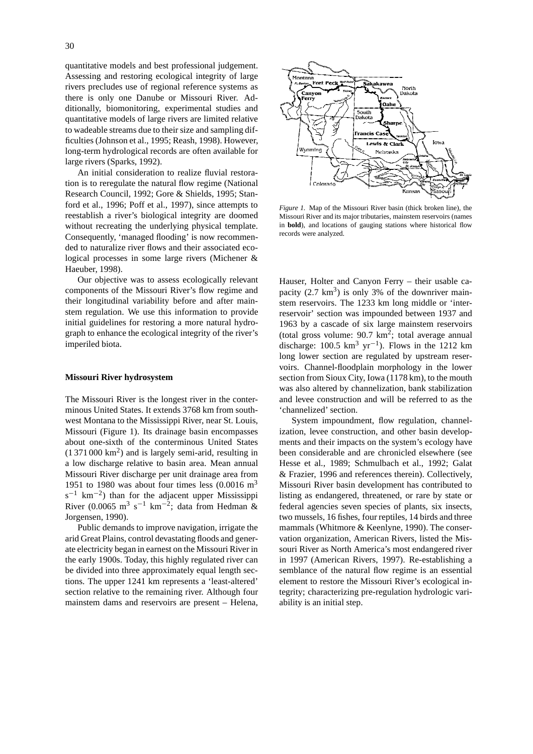quantitative models and best professional judgement. Assessing and restoring ecological integrity of large rivers precludes use of regional reference systems as there is only one Danube or Missouri River. Additionally, biomonitoring, experimental studies and quantitative models of large rivers are limited relative to wadeable streams due to their size and sampling difficulties (Johnson et al., 1995; Reash, 1998). However, long-term hydrological records are often available for large rivers (Sparks, 1992).

An initial consideration to realize fluvial restoration is to reregulate the natural flow regime (National Research Council, 1992; Gore & Shields, 1995; Stanford et al., 1996; Poff et al., 1997), since attempts to reestablish a river's biological integrity are doomed without recreating the underlying physical template. Consequently, 'managed flooding' is now recommended to naturalize river flows and their associated ecological processes in some large rivers (Michener & Haeuber, 1998).

Our objective was to assess ecologically relevant components of the Missouri River's flow regime and their longitudinal variability before and after mainstem regulation. We use this information to provide initial guidelines for restoring a more natural hydrograph to enhance the ecological integrity of the river's imperiled biota.

*Figure 1.* Map of the Missouri River basin (thick broken line), the Missouri River and its major tributaries, mainstem reservoirs (names in **bold**), and locations of gauging stations where historical flow records were analyzed.

## Missouri River hydrosystem

The Missouri River is the longest river in the conterminous United States. It extends 3768 km from southwest Montana to the Mississippi River, near St. Louis, Missouri (Figure 1). Its drainage basin encompasses about one-sixth of the conterminous United States (1 371 000 km$^2$) and is largely semi-arid, resulting in a low discharge relative to basin area. Mean annual Missouri River discharge per unit drainage area from 1951 to 1980 was about four times less (0.0016 m$^3$ s$^{-1}$ km$^{-2}$) than for the adjacent upper Mississippi River (0.0065 m$^3$ s$^{-1}$ km$^{-2}$; data from Hedman & Jorgensen, 1990).

Public demands to improve navigation, irrigate the arid Great Plains, control devastating floods and generate electricity began in earnest on the Missouri River in the early 1900s. Today, this highly regulated river can be divided into three approximately equal length sections. The upper 1241 km represents a 'least-altered' section relative to the remaining river. Although four mainstem dams and reservoirs are present – Helena, Hauser, Holter and Canyon Ferry – their usable capacity (2.7 km$^3$) is only 3% of the downriver mainstem reservoirs. The 1233 km long middle or 'inter-reservoir' section was impounded between 1937 and 1963 by a cascade of six large mainstem reservoirs (total gross volume: 90.7 km$^2$; total average annual discharge: 100.5 km$^3$ yr$^{-1}$). Flows in the 1212 km long lower section are regulated by upstream reservoirs. Channel-floodplain morphology in the lower section from Sioux City, Iowa (1178 km), to the mouth was also altered by channelization, bank stabilization and levee construction and will be referred to as the 'channelized' section.

System impoundment, flow regulation, channelization, levee construction, and other basin developments and their impacts on the system's ecology have been considerable and are chronicled elsewhere (see Hesse et al., 1989; Schmulbach et al., 1992; Galat & Frazier, 1996 and references therein). Collectively, Missouri River basin development has contributed to listing as endangered, threatened, or rare by state or federal agencies seven species of plants, six insects, two mussels, 16 fishes, four reptiles, 14 birds and three mammals (Whitmore & Keenlyne, 1990). The conservation organization, American Rivers, listed the Missouri River as North America's most endangered river in 1997 (American Rivers, 1997). Re-establishing a semblance of the natural flow regime is an essential element to restore the Missouri River's ecological integrity; characterizing pre-regulation hydrologic variability is an initial step.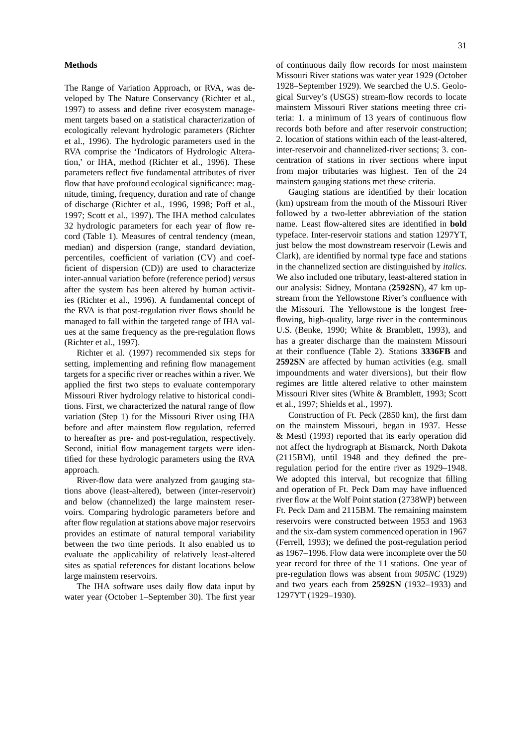## Methods

The Range of Variation Approach, or RVA, was developed by The Nature Conservancy (Richter et al., 1997) to assess and define river ecosystem management targets based on a statistical characterization of ecologically relevant hydrologic parameters (Richter et al., 1996). The hydrologic parameters used in the RVA comprise the 'Indicators of Hydrologic Alteration,' or IHA, method (Richter et al., 1996). These parameters reflect five fundamental attributes of river flow that have profound ecological significance: magnitude, timing, frequency, duration and rate of change of discharge (Richter et al., 1996, 1998; Poff et al., 1997; Scott et al., 1997). The IHA method calculates 32 hydrologic parameters for each year of flow record (Table 1). Measures of central tendency (mean, median) and dispersion (range, standard deviation, percentiles, coefficient of variation (CV) and coefficient of dispersion (CD)) are used to characterize inter-annual variation before (reference period) *versus* after the system has been altered by human activities (Richter et al., 1996). A fundamental concept of the RVA is that post-regulation river flows should be managed to fall within the targeted range of IHA values at the same frequency as the pre-regulation flows (Richter et al., 1997).

Richter et al. (1997) recommended six steps for setting, implementing and refining flow management targets for a specific river or reaches within a river. We applied the first two steps to evaluate contemporary Missouri River hydrology relative to historical conditions. First, we characterized the natural range of flow variation (Step 1) for the Missouri River using IHA before and after mainstem flow regulation, referred to hereafter as pre- and post-regulation, respectively. Second, initial flow management targets were identified for these hydrologic parameters using the RVA approach.

River-flow data were analyzed from gauging stations above (least-altered), between (inter-reservoir) and below (channelized) the large mainstem reservoirs. Comparing hydrologic parameters before and after flow regulation at stations above major reservoirs provides an estimate of natural temporal variability between the two time periods. It also enabled us to evaluate the applicability of relatively least-altered sites as spatial references for distant locations below large mainstem reservoirs.

The IHA software uses daily flow data input by water year (October 1–September 30). The first year of continuous daily flow records for most mainstem Missouri River stations was water year 1929 (October 1928–September 1929). We searched the U.S. Geological Survey's (USGS) stream-flow records to locate mainstem Missouri River stations meeting three criteria: 1. a minimum of 13 years of continuous flow records both before and after reservoir construction; 2. location of stations within each of the least-altered, inter-reservoir and channelized-river sections; 3. concentration of stations in river sections where input from major tributaries was highest. Ten of the 24 mainstem gauging stations met these criteria.

Gauging stations are identified by their location (km) upstream from the mouth of the Missouri River followed by a two-letter abbreviation of the station name. Least flow-altered sites are identified in **bold** typeface. Inter-reservoir stations and station 1297YT, just below the most downstream reservoir (Lewis and Clark), are identified by normal type face and stations in the channelized section are distinguished by *italics*. We also included one tributary, least-altered station in our analysis: Sidney, Montana (**2592SN**), 47 km upstream from the Yellowstone River's confluence with the Missouri. The Yellowstone is the longest free-flowing, high-quality, large river in the conterminous U.S. (Benke, 1990; White & Bramblett, 1993), and has a greater discharge than the mainstem Missouri at their confluence (Table 2). Stations **3336FB** and **2592SN** are affected by human activities (e.g. small impoundments and water diversions), but their flow regimes are little altered relative to other mainstem Missouri River sites (White & Bramblett, 1993; Scott et al., 1997; Shields et al., 1997).

Construction of Ft. Peck (2850 km), the first dam on the mainstem Missouri, began in 1937. Hesse & Mestl (1993) reported that its early operation did not affect the hydrograph at Bismarck, North Dakota (2115BM), until 1948 and they defined the pre-regulation period for the entire river as 1929–1948. We adopted this interval, but recognize that filling and operation of Ft. Peck Dam may have influenced river flow at the Wolf Point station (2738WP) between Ft. Peck Dam and 2115BM. The remaining mainstem reservoirs were constructed between 1953 and 1963 and the six-dam system commenced operation in 1967 (Ferrell, 1993); we defined the post-regulation period as 1967–1996. Flow data were incomplete over the 50 year record for three of the 11 stations. One year of pre-regulation flows was absent from *905NC* (1929) and two years each from **2592SN** (1932–1933) and 1297YT (1929–1930).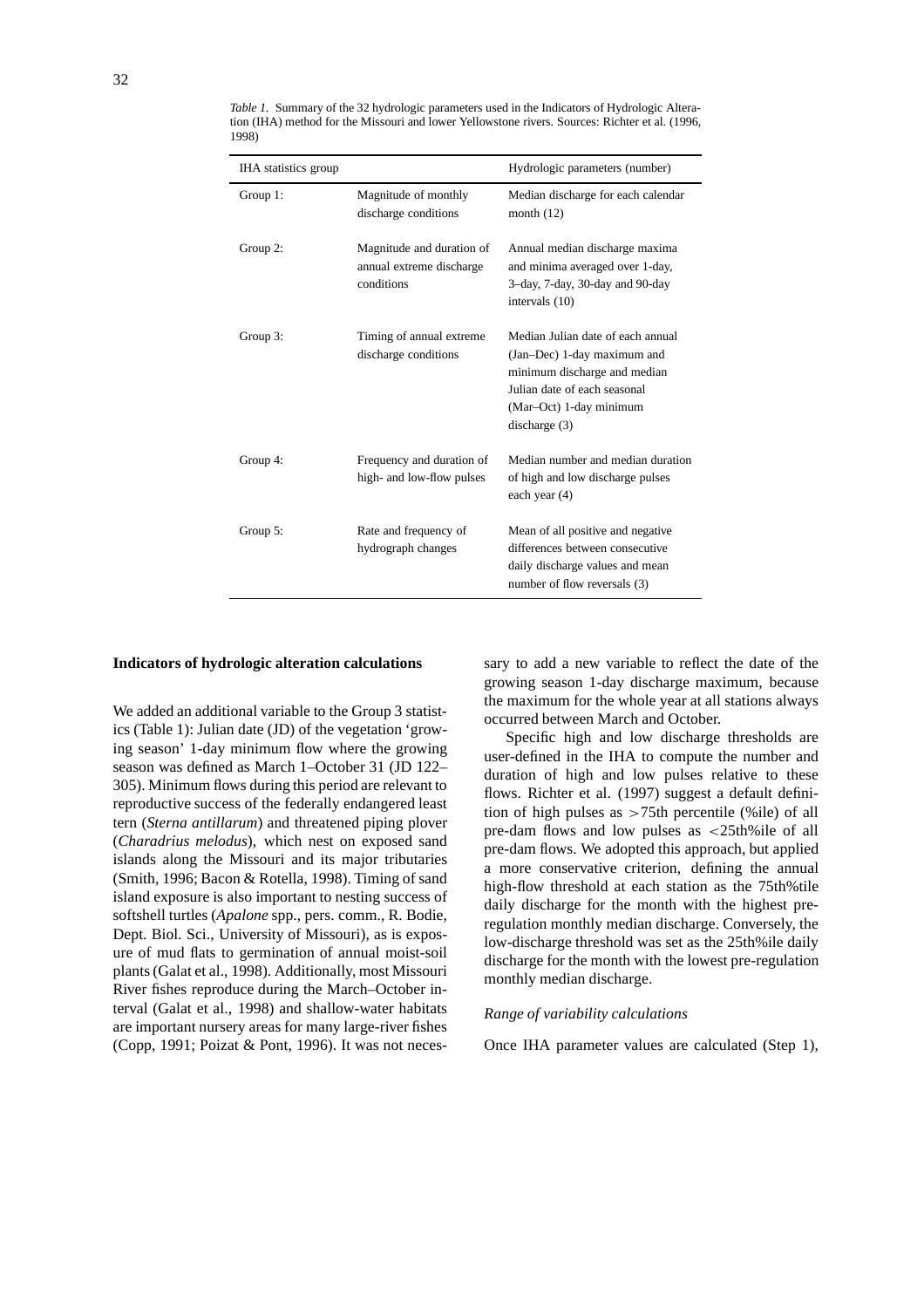*Table 1.* Summary of the 32 hydrologic parameters used in the Indicators of Hydrologic Alteration (IHA) method for the Missouri and lower Yellowstone rivers. Sources: Richter et al. (1996, 1998)

| IHA statistics group | | Hydrologic parameters (number) |
|---|---|---|
| Group 1: | Magnitude of monthly discharge conditions | Median discharge for each calendar month (12) |
| Group 2: | Magnitude and duration of annual extreme discharge conditions | Annual median discharge maxima and minima averaged over 1-day, 3–day, 7-day, 30-day and 90-day intervals (10) |
| Group 3: | Timing of annual extreme discharge conditions | Median Julian date of each annual (Jan–Dec) 1-day maximum and minimum discharge and median Julian date of each seasonal (Mar–Oct) 1-day minimum discharge (3) |
| Group 4: | Frequency and duration of high- and low-flow pulses | Median number and median duration of high and low discharge pulses each year (4) |
| Group 5: | Rate and frequency of hydrograph changes | Mean of all positive and negative differences between consecutive daily discharge values and mean number of flow reversals (3) |

**Indicators of hydrologic alteration calculations**

We added an additional variable to the Group 3 statistics (Table 1): Julian date (JD) of the vegetation 'growing season' 1-day minimum flow where the growing season was defined as March 1–October 31 (JD 122–305). Minimum flows during this period are relevant to reproductive success of the federally endangered least tern (*Sterna antillarum*) and threatened piping plover (*Charadrius melodus*), which nest on exposed sand islands along the Missouri and its major tributaries (Smith, 1996; Bacon & Rotella, 1998). Timing of sand island exposure is also important to nesting success of softshell turtles (*Apalone* spp., pers. comm., R. Bodie, Dept. Biol. Sci., University of Missouri), as is exposure of mud flats to germination of annual moist-soil plants (Galat et al., 1998). Additionally, most Missouri River fishes reproduce during the March–October interval (Galat et al., 1998) and shallow-water habitats are important nursery areas for many large-river fishes (Copp, 1991; Poizat & Pont, 1996). It was not necessary to add a new variable to reflect the date of the growing season 1-day discharge maximum, because the maximum for the whole year at all stations always occurred between March and October.

Specific high and low discharge thresholds are user-defined in the IHA to compute the number and duration of high and low pulses relative to these flows. Richter et al. (1997) suggest a default definition of high pulses as >75th percentile (%ile) of all pre-dam flows and low pulses as <25th%ile of all pre-dam flows. We adopted this approach, but applied a more conservative criterion, defining the annual high-flow threshold at each station as the 75th%tile daily discharge for the month with the highest pre-regulation monthly median discharge. Conversely, the low-discharge threshold was set as the 25th%ile daily discharge for the month with the lowest pre-regulation monthly median discharge.

*Range of variability calculations*

Once IHA parameter values are calculated (Step 1),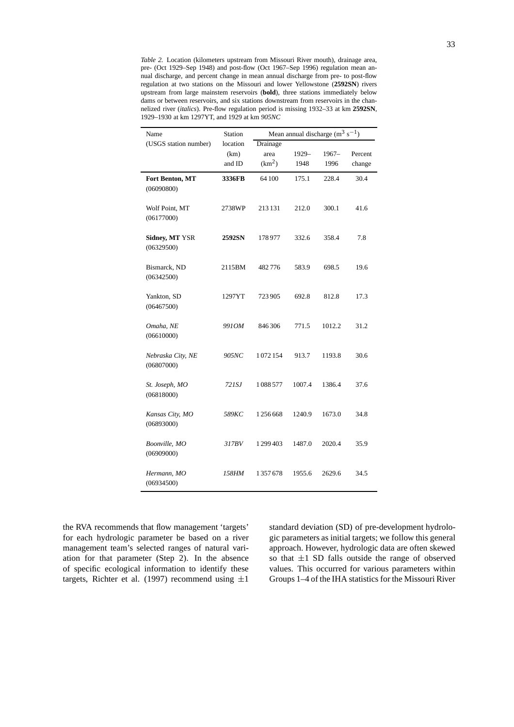*Table 2.* Location (kilometers upstream from Missouri River mouth), drainage area, pre- (Oct 1929–Sep 1948) and post-flow (Oct 1967–Sep 1996) regulation mean annual discharge, and percent change in mean annual discharge from pre- to post-flow regulation at two stations on the Missouri and lower Yellowstone (**2592SN**) rivers upstream from large mainstem reservoirs (**bold**), three stations immediately below dams or between reservoirs, and six stations downstream from reservoirs in the channelized river (*italics*). Pre-flow regulation period is missing 1932–33 at km **2592SN**, 1929–1930 at km 1297YT, and 1929 at km *905NC*

| Name (USGS station number) | Station location (km) and ID | Mean annual discharge ($m^3\ s^{-1}$) | | | |
|---|---|---|---|---|---|
| | | Drainage area ($km^2$) | 1929–1948 | 1967–1996 | Percent change |
| **Fort Benton, MT** (06090800) | **3336FB** | 64 100 | 175.1 | 228.4 | 30.4 |
| Wolf Point, MT (06177000) | 2738WP | 213 131 | 212.0 | 300.1 | 41.6 |
| **Sidney, MT** YSR (06329500) | **2592SN** | 178 977 | 332.6 | 358.4 | 7.8 |
| Bismarck, ND (06342500) | 2115BM | 482 776 | 583.9 | 698.5 | 19.6 |
| Yankton, SD (06467500) | 1297YT | 723 905 | 692.8 | 812.8 | 17.3 |
| *Omaha, NE* (06610000) | *991OM* | 846 306 | 771.5 | 1012.2 | 31.2 |
| *Nebraska City, NE* (06807000) | *905NC* | 1 072 154 | 913.7 | 1193.8 | 30.6 |
| *St. Joseph, MO* (06818000) | *721SJ* | 1 088 577 | 1007.4 | 1386.4 | 37.6 |
| *Kansas City, MO* (06893000) | *589KC* | 1 256 668 | 1240.9 | 1673.0 | 34.8 |
| *Boonville, MO* (06909000) | *317BV* | 1 299 403 | 1487.0 | 2020.4 | 35.9 |
| *Hermann, MO* (06934500) | *158HM* | 1 357 678 | 1955.6 | 2629.6 | 34.5 |

the RVA recommends that flow management 'targets' for each hydrologic parameter be based on a river management team's selected ranges of natural variation for that parameter (Step 2). In the absence of specific ecological information to identify these targets, Richter et al. (1997) recommend using $\pm 1$ standard deviation (SD) of pre-development hydrologic parameters as initial targets; we follow this general approach. However, hydrologic data are often skewed so that $\pm 1$ SD falls outside the range of observed values. This occurred for various parameters within Groups 1–4 of the IHA statistics for the Missouri River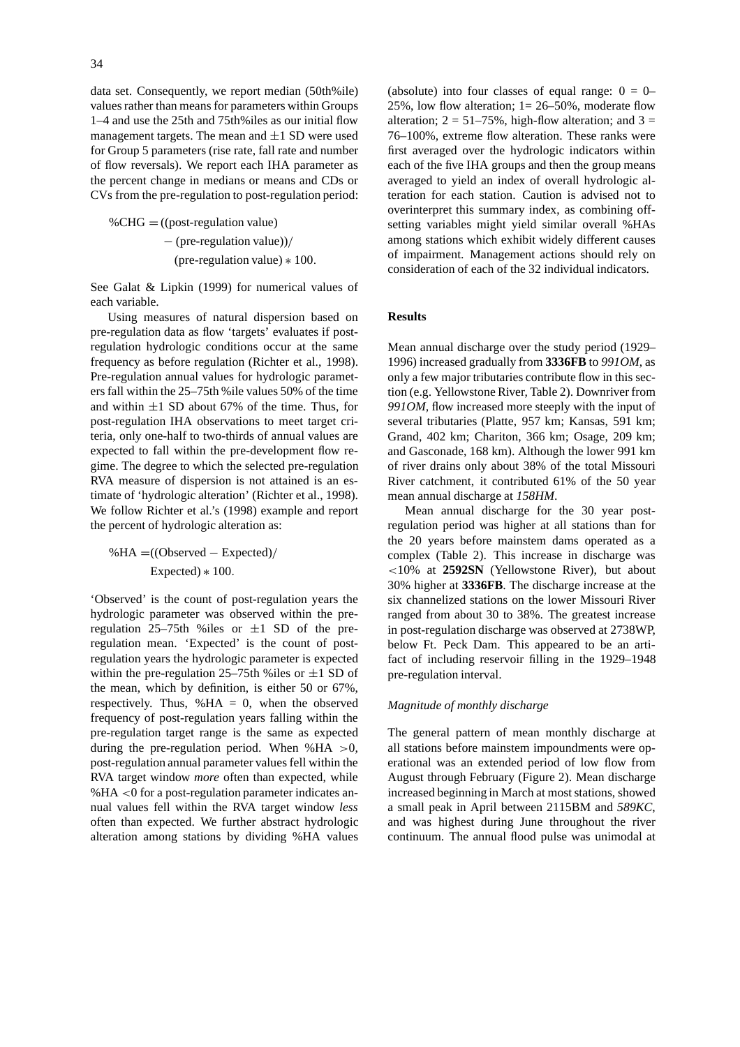data set. Consequently, we report median (50th%ile) values rather than means for parameters within Groups 1–4 and use the 25th and 75th%iles as our initial flow management targets. The mean and ±1 SD were used for Group 5 parameters (rise rate, fall rate and number of flow reversals). We report each IHA parameter as the percent change in medians or means and CDs or CVs from the pre-regulation to post-regulation period:

$$\%\text{CHG} = ((\text{post-regulation value}) - (\text{pre-regulation value}))/(\text{pre-regulation value}) * 100.$$

See Galat & Lipkin (1999) for numerical values of each variable.

Using measures of natural dispersion based on pre-regulation data as flow 'targets' evaluates if post-regulation hydrologic conditions occur at the same frequency as before regulation (Richter et al., 1998). Pre-regulation annual values for hydrologic parameters fall within the 25–75th %ile values 50% of the time and within ±1 SD about 67% of the time. Thus, for post-regulation IHA observations to meet target criteria, only one-half to two-thirds of annual values are expected to fall within the pre-development flow regime. The degree to which the selected pre-regulation RVA measure of dispersion is not attained is an estimate of 'hydrologic alteration' (Richter et al., 1998). We follow Richter et al.'s (1998) example and report the percent of hydrologic alteration as:

$$\%\text{HA} = ((\text{Observed} - \text{Expected})/\text{Expected}) * 100.$$

'Observed' is the count of post-regulation years the hydrologic parameter was observed within the pre-regulation 25–75th %iles or ±1 SD of the pre-regulation mean. 'Expected' is the count of post-regulation years the hydrologic parameter is expected within the pre-regulation 25–75th %iles or ±1 SD of the mean, which by definition, is either 50 or 67%, respectively. Thus, %HA = 0, when the observed frequency of post-regulation years falling within the pre-regulation target range is the same as expected during the pre-regulation period. When %HA >0, post-regulation annual parameter values fell within the RVA target window *more* often than expected, while %HA <0 for a post-regulation parameter indicates annual values fell within the RVA target window *less* often than expected. We further abstract hydrologic alteration among stations by dividing %HA values (absolute) into four classes of equal range: 0 = 0–25%, low flow alteration; 1= 26–50%, moderate flow alteration; 2 = 51–75%, high-flow alteration; and 3 = 76–100%, extreme flow alteration. These ranks were first averaged over the hydrologic indicators within each of the five IHA groups and then the group means averaged to yield an index of overall hydrologic alteration for each station. Caution is advised not to overinterpret this summary index, as combining offsetting variables might yield similar overall %HAs among stations which exhibit widely different causes of impairment. Management actions should rely on consideration of each of the 32 individual indicators.

## Results

Mean annual discharge over the study period (1929–1996) increased gradually from **3336FB** to *991OM*, as only a few major tributaries contribute flow in this section (e.g. Yellowstone River, Table 2). Downriver from *991OM*, flow increased more steeply with the input of several tributaries (Platte, 957 km; Kansas, 591 km; Grand, 402 km; Chariton, 366 km; Osage, 209 km; and Gasconade, 168 km). Although the lower 991 km of river drains only about 38% of the total Missouri River catchment, it contributed 61% of the 50 year mean annual discharge at *158HM*.

Mean annual discharge for the 30 year post-regulation period was higher at all stations than for the 20 years before mainstem dams operated as a complex (Table 2). This increase in discharge was <10% at **2592SN** (Yellowstone River), but about 30% higher at **3336FB**. The discharge increase at the six channelized stations on the lower Missouri River ranged from about 30 to 38%. The greatest increase in post-regulation discharge was observed at 2738WP, below Ft. Peck Dam. This appeared to be an artifact of including reservoir filling in the 1929–1948 pre-regulation interval.

### *Magnitude of monthly discharge*

The general pattern of mean monthly discharge at all stations before mainstem impoundments were operational was an extended period of low flow from August through February (Figure 2). Mean discharge increased beginning in March at most stations, showed a small peak in April between 2115BM and *589KC*, and was highest during June throughout the river continuum. The annual flood pulse was unimodal at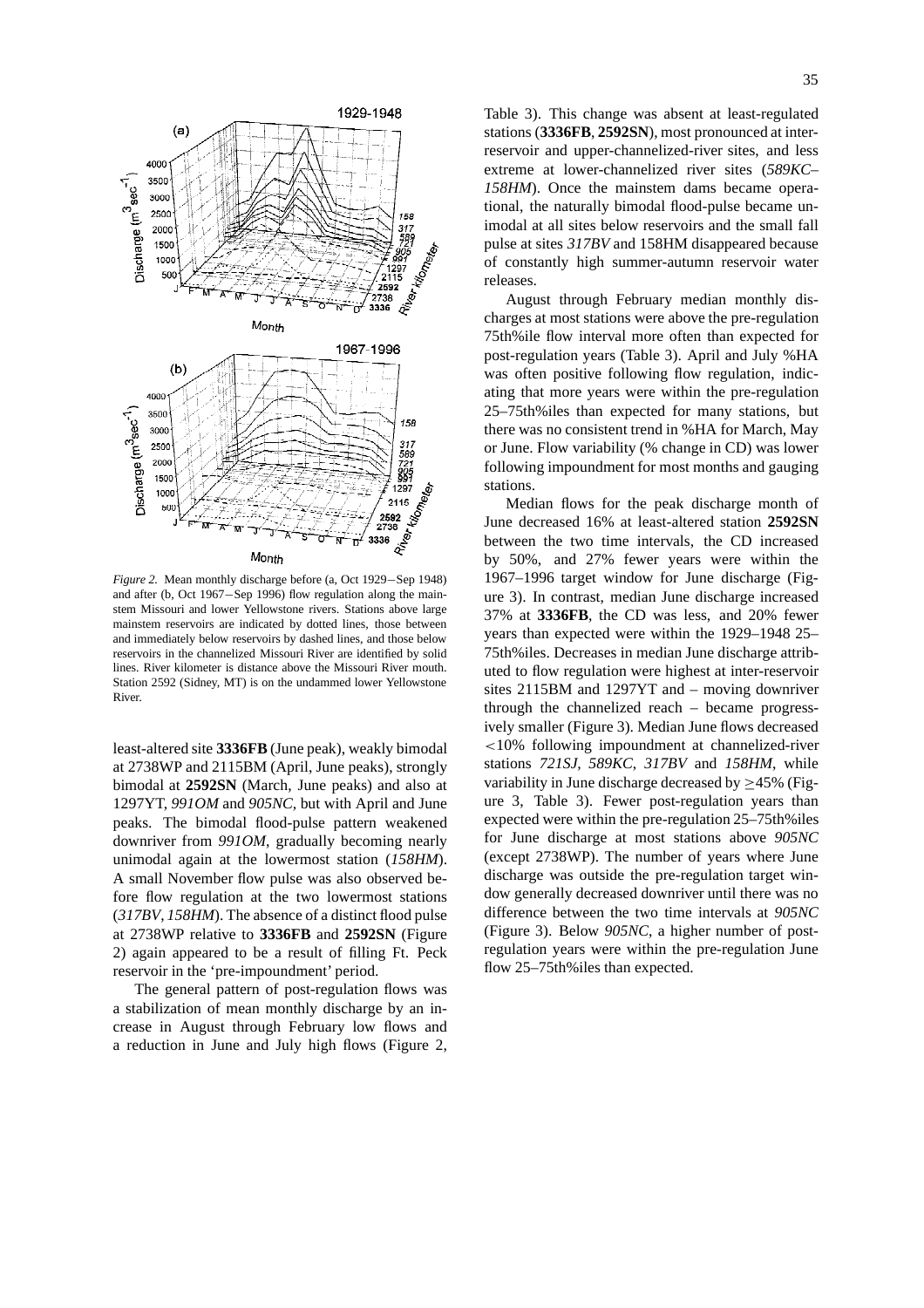*Figure 2.* Mean monthly discharge before (a, Oct 1929−Sep 1948) and after (b, Oct 1967−Sep 1996) flow regulation along the mainstem Missouri and lower Yellowstone rivers. Stations above large mainstem reservoirs are indicated by dotted lines, those between and immediately below reservoirs by dashed lines, and those below reservoirs in the channelized Missouri River are identified by solid lines. River kilometer is distance above the Missouri River mouth. Station 2592 (Sidney, MT) is on the undammed lower Yellowstone River.

least-altered site **3336FB** (June peak), weakly bimodal at 2738WP and 2115BM (April, June peaks), strongly bimodal at **2592SN** (March, June peaks) and also at 1297YT, *991OM* and *905NC*, but with April and June peaks. The bimodal flood-pulse pattern weakened downriver from *991OM*, gradually becoming nearly unimodal again at the lowermost station (*158HM*). A small November flow pulse was also observed before flow regulation at the two lowermost stations (*317BV*, *158HM*). The absence of a distinct flood pulse at 2738WP relative to **3336FB** and **2592SN** (Figure 2) again appeared to be a result of filling Ft. Peck reservoir in the 'pre-impoundment' period.

The general pattern of post-regulation flows was a stabilization of mean monthly discharge by an increase in August through February low flows and a reduction in June and July high flows (Figure 2, Table 3). This change was absent at least-regulated stations (**3336FB**, **2592SN**), most pronounced at inter-reservoir and upper-channelized-river sites, and less extreme at lower-channelized river sites (*589KC*–*158HM*). Once the mainstem dams became operational, the naturally bimodal flood-pulse became unimodal at all sites below reservoirs and the small fall pulse at sites *317BV* and 158HM disappeared because of constantly high summer-autumn reservoir water releases.

August through February median monthly discharges at most stations were above the pre-regulation 75th%ile flow interval more often than expected for post-regulation years (Table 3). April and July %HA was often positive following flow regulation, indicating that more years were within the pre-regulation 25–75th%iles than expected for many stations, but there was no consistent trend in %HA for March, May or June. Flow variability (% change in CD) was lower following impoundment for most months and gauging stations.

Median flows for the peak discharge month of June decreased 16% at least-altered station **2592SN** between the two time intervals, the CD increased by 50%, and 27% fewer years were within the 1967–1996 target window for June discharge (Figure 3). In contrast, median June discharge increased 37% at **3336FB**, the CD was less, and 20% fewer years than expected were within the 1929–1948 25–75th%iles. Decreases in median June discharge attributed to flow regulation were highest at inter-reservoir sites 2115BM and 1297YT and – moving downriver through the channelized reach – became progressively smaller (Figure 3). Median June flows decreased $<$10% following impoundment at channelized-river stations *721SJ*, *589KC*, *317BV* and *158HM*, while variability in June discharge decreased by $\geq$45% (Figure 3, Table 3). Fewer post-regulation years than expected were within the pre-regulation 25–75th%iles for June discharge at most stations above *905NC* (except 2738WP). The number of years where June discharge was outside the pre-regulation target window generally decreased downriver until there was no difference between the two time intervals at *905NC* (Figure 3). Below *905NC*, a higher number of post-regulation years were within the pre-regulation June flow 25–75th%iles than expected.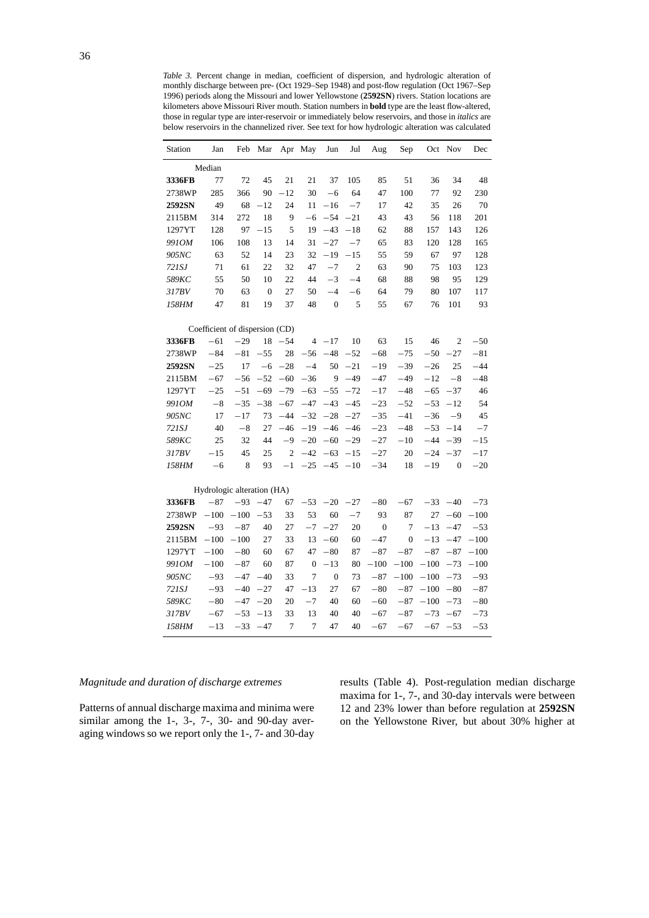*Table 3.* Percent change in median, coefficient of dispersion, and hydrologic alteration of monthly discharge between pre- (Oct 1929–Sep 1948) and post-flow regulation (Oct 1967–Sep 1996) periods along the Missouri and lower Yellowstone (**2592SN**) rivers. Station locations are kilometers above Missouri River mouth. Station numbers in **bold** type are the least flow-altered, those in regular type are inter-reservoir or immediately below reservoirs, and those in *italics* are below reservoirs in the channelized river. See text for how hydrologic alteration was calculated

| Station | Jan | Feb | Mar | Apr | May | Jun | Jul | Aug | Sep | Oct | Nov | Dec |
|---|---|---|---|---|---|---|---|---|---|---|---|---|
| Median | | | | | | | | | | | | |
| **3336FB** | 77 | 72 | 45 | 21 | 21 | 37 | 105 | 85 | 51 | 36 | 34 | 48 |
| 2738WP | 285 | 366 | 90 | −12 | 30 | −6 | 64 | 47 | 100 | 77 | 92 | 230 |
| **2592SN** | 49 | 68 | −12 | 24 | 11 | −16 | −7 | 17 | 42 | 35 | 26 | 70 |
| 2115BM | 314 | 272 | 18 | 9 | −6 | −54 | −21 | 43 | 43 | 56 | 118 | 201 |
| 1297YT | 128 | 97 | −15 | 5 | 19 | −43 | −18 | 62 | 88 | 157 | 143 | 126 |
| *991OM* | 106 | 108 | 13 | 14 | 31 | −27 | −7 | 65 | 83 | 120 | 128 | 165 |
| *905NC* | 63 | 52 | 14 | 23 | 32 | −19 | −15 | 55 | 59 | 67 | 97 | 128 |
| *721SJ* | 71 | 61 | 22 | 32 | 47 | −7 | 2 | 63 | 90 | 75 | 103 | 123 |
| *589KC* | 55 | 50 | 10 | 22 | 44 | −3 | −4 | 68 | 88 | 98 | 95 | 129 |
| *317BV* | 70 | 63 | 0 | 27 | 50 | −4 | −6 | 64 | 79 | 80 | 107 | 117 |
| *158HM* | 47 | 81 | 19 | 37 | 48 | 0 | 5 | 55 | 67 | 76 | 101 | 93 |
| Coefficient of dispersion (CD) | | | | | | | | | | | | |
| **3336FB** | −61 | −29 | 18 | −54 | 4 | −17 | 10 | 63 | 15 | 46 | 2 | −50 |
| 2738WP | −84 | −81 | −55 | 28 | −56 | −48 | −52 | −68 | −75 | −50 | −27 | −81 |
| **2592SN** | −25 | 17 | −6 | −28 | −4 | 50 | −21 | −19 | −39 | −26 | 25 | −44 |
| 2115BM | −67 | −56 | −52 | −60 | −36 | 9 | −49 | −47 | −49 | −12 | −8 | −48 |
| 1297YT | −25 | −51 | −69 | −79 | −63 | −55 | −72 | −17 | −48 | −65 | −37 | 46 |
| *991OM* | −8 | −35 | −38 | −67 | −47 | −43 | −45 | −23 | −52 | −53 | −12 | 54 |
| *905NC* | 17 | −17 | 73 | −44 | −32 | −28 | −27 | −35 | −41 | −36 | −9 | 45 |
| *721SJ* | 40 | −8 | 27 | −46 | −19 | −46 | −46 | −23 | −48 | −53 | −14 | −7 |
| *589KC* | 25 | 32 | 44 | −9 | −20 | −60 | −29 | −27 | −10 | −44 | −39 | −15 |
| *317BV* | −15 | 45 | 25 | 2 | −42 | −63 | −15 | −27 | 20 | −24 | −37 | −17 |
| *158HM* | −6 | 8 | 93 | −1 | −25 | −45 | −10 | −34 | 18 | −19 | 0 | −20 |
| Hydrologic alteration (HA) | | | | | | | | | | | | |
| **3336FB** | −87 | −93 | −47 | 67 | −53 | −20 | −27 | −80 | −67 | −33 | −40 | −73 |
| 2738WP | −100 | −100 | −53 | 33 | 53 | 60 | −7 | 93 | 87 | 27 | −60 | −100 |
| **2592SN** | −93 | −87 | 40 | 27 | −7 | −27 | 20 | 0 | 7 | −13 | −47 | −53 |
| 2115BM | −100 | −100 | 27 | 33 | 13 | −60 | 60 | −47 | 0 | −13 | −47 | −100 |
| 1297YT | −100 | −80 | 60 | 67 | 47 | −80 | 87 | −87 | −87 | −87 | −87 | −100 |
| *991OM* | −100 | −87 | 60 | 87 | 0 | −13 | 80 | −100 | −100 | −100 | −73 | −100 |
| *905NC* | −93 | −47 | −40 | 33 | 7 | 0 | 73 | −87 | −100 | −100 | −73 | −93 |
| *721SJ* | −93 | −40 | −27 | 47 | −13 | 27 | 67 | −80 | −87 | −100 | −80 | −87 |
| *589KC* | −80 | −47 | −20 | 20 | −7 | 40 | 60 | −60 | −87 | −100 | −73 | −80 |
| *317BV* | −67 | −53 | −13 | 33 | 13 | 40 | 40 | −67 | −87 | −73 | −67 | −73 |
| *158HM* | −13 | −33 | −47 | 7 | 7 | 47 | 40 | −67 | −67 | −67 | −53 | −53 |

### *Magnitude and duration of discharge extremes*

Patterns of annual discharge maxima and minima were similar among the 1-, 3-, 7-, 30- and 90-day averaging windows so we report only the 1-, 7- and 30-day results (Table 4). Post-regulation median discharge maxima for 1-, 7-, and 30-day intervals were between 12 and 23% lower than before regulation at **2592SN** on the Yellowstone River, but about 30% higher at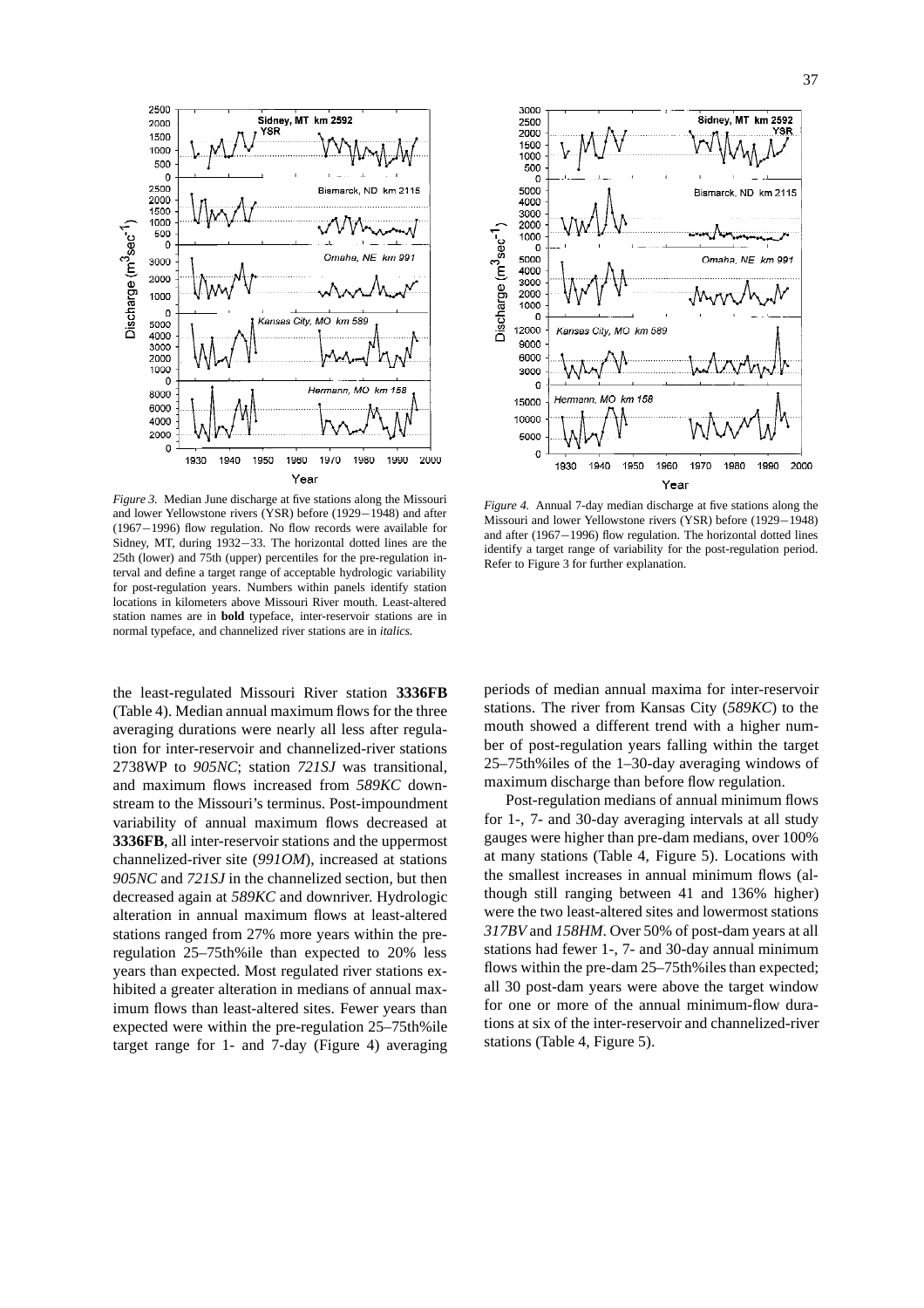*Figure 3.* Median June discharge at five stations along the Missouri and lower Yellowstone rivers (YSR) before (1929−1948) and after (1967−1996) flow regulation. No flow records were available for Sidney, MT, during 1932−33. The horizontal dotted lines are the 25th (lower) and 75th (upper) percentiles for the pre-regulation interval and define a target range of acceptable hydrologic variability for post-regulation years. Numbers within panels identify station locations in kilometers above Missouri River mouth. Least-altered station names are in **bold** typeface, inter-reservoir stations are in normal typeface, and channelized river stations are in *italics*.

*Figure 4.* Annual 7-day median discharge at five stations along the Missouri and lower Yellowstone rivers (YSR) before (1929−1948) and after (1967−1996) flow regulation. The horizontal dotted lines identify a target range of variability for the post-regulation period. Refer to Figure 3 for further explanation.

the least-regulated Missouri River station **3336FB** (Table 4). Median annual maximum flows for the three averaging durations were nearly all less after regulation for inter-reservoir and channelized-river stations 2738WP to *905NC*; station *721SJ* was transitional, and maximum flows increased from *589KC* downstream to the Missouri's terminus. Post-impoundment variability of annual maximum flows decreased at **3336FB**, all inter-reservoir stations and the uppermost channelized-river site (*991OM*), increased at stations *905NC* and *721SJ* in the channelized section, but then decreased again at *589KC* and downriver. Hydrologic alteration in annual maximum flows at least-altered stations ranged from 27% more years within the pre-regulation 25–75th%ile than expected to 20% less years than expected. Most regulated river stations exhibited a greater alteration in medians of annual maximum flows than least-altered sites. Fewer years than expected were within the pre-regulation 25–75th%ile target range for 1- and 7-day (Figure 4) averaging periods of median annual maxima for inter-reservoir stations. The river from Kansas City (*589KC*) to the mouth showed a different trend with a higher number of post-regulation years falling within the target 25–75th%iles of the 1–30-day averaging windows of maximum discharge than before flow regulation.

Post-regulation medians of annual minimum flows for 1-, 7- and 30-day averaging intervals at all study gauges were higher than pre-dam medians, over 100% at many stations (Table 4, Figure 5). Locations with the smallest increases in annual minimum flows (although still ranging between 41 and 136% higher) were the two least-altered sites and lowermost stations *317BV* and *158HM*. Over 50% of post-dam years at all stations had fewer 1-, 7- and 30-day annual minimum flows within the pre-dam 25–75th%iles than expected; all 30 post-dam years were above the target window for one or more of the annual minimum-flow durations at six of the inter-reservoir and channelized-river stations (Table 4, Figure 5).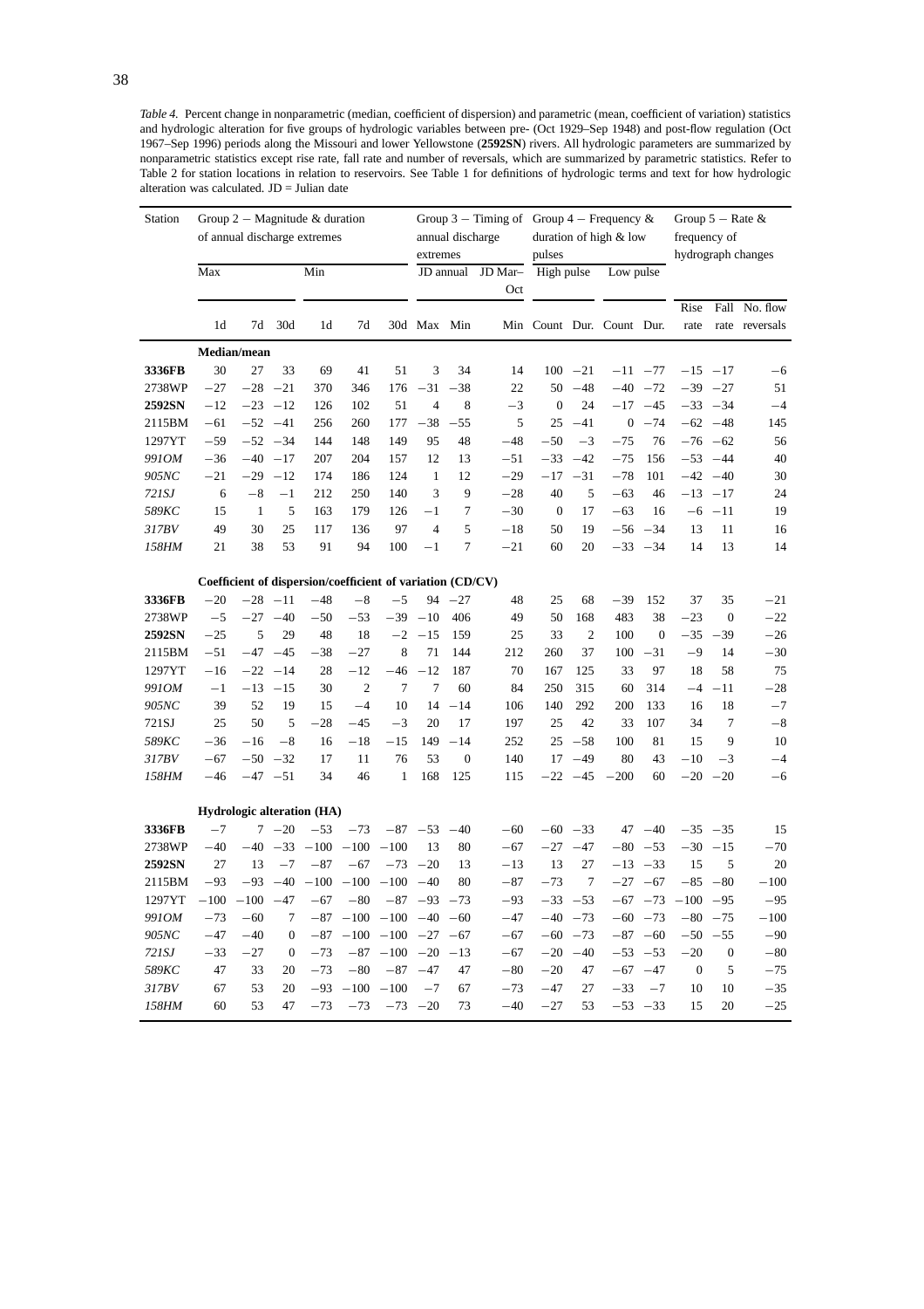*Table 4.* Percent change in nonparametric (median, coefficient of dispersion) and parametric (mean, coefficient of variation) statistics and hydrologic alteration for five groups of hydrologic variables between pre- (Oct 1929–Sep 1948) and post-flow regulation (Oct 1967–Sep 1996) periods along the Missouri and lower Yellowstone (**2592SN**) rivers. All hydrologic parameters are summarized by nonparametric statistics except rise rate, fall rate and number of reversals, which are summarized by parametric statistics. Refer to Table 2 for station locations in relation to reservoirs. See Table 1 for definitions of hydrologic terms and text for how hydrologic alteration was calculated. JD = Julian date

| Station | Group 2 − Magnitude & duration of annual discharge extremes | | | | | | Group 3 − Timing of annual discharge extremes | | | Group 4 − Frequency & duration of high & low pulses | | | | Group 5 − Rate & frequency of hydrograph changes | | |
|---|---|---|---|---|---|---|---|---|---|---|---|---|---|---|---|---|
| | Max | | | Min | | | JD annual | | JD Mar–Oct | High pulse | | Low pulse | | | | |
| | 1d | 7d | 30d | 1d | 7d | 30d | Max | Min | Min | Count | Dur. | Count | Dur. | Rise rate | Fall rate | No. flow reversals |
| | **Median/mean** | | | | | | | | | | | | | | | |
| **3336FB** | 30 | 27 | 33 | 69 | 41 | 51 | 3 | 34 | 14 | 100 | −21 | −11 | −77 | −15 | −17 | −6 |
| 2738WP | −27 | −28 | −21 | 370 | 346 | 176 | −31 | −38 | 22 | 50 | −48 | −40 | −72 | −39 | −27 | 51 |
| **2592SN** | −12 | −23 | −12 | 126 | 102 | 51 | 4 | 8 | −3 | 0 | 24 | −17 | −45 | −33 | −34 | −4 |
| 2115BM | −61 | −52 | −41 | 256 | 260 | 177 | −38 | −55 | 5 | 25 | −41 | 0 | −74 | −62 | −48 | 145 |
| 1297YT | −59 | −52 | −34 | 144 | 148 | 149 | 95 | 48 | −48 | −50 | −3 | −75 | 76 | −76 | −62 | 56 |
| *991OM* | −36 | −40 | −17 | 207 | 204 | 157 | 12 | 13 | −51 | −33 | −42 | −75 | 156 | −53 | −44 | 40 |
| *905NC* | −21 | −29 | −12 | 174 | 186 | 124 | 1 | 12 | −29 | −17 | −31 | −78 | 101 | −42 | −40 | 30 |
| *721SJ* | 6 | −8 | −1 | 212 | 250 | 140 | 3 | 9 | −28 | 40 | 5 | −63 | 46 | −13 | −17 | 24 |
| *589KC* | 15 | 1 | 5 | 163 | 179 | 126 | −1 | 7 | −30 | 0 | 17 | −63 | 16 | −6 | −11 | 19 |
| *317BV* | 49 | 30 | 25 | 117 | 136 | 97 | 4 | 5 | −18 | 50 | 19 | −56 | −34 | 13 | 11 | 16 |
| *158HM* | 21 | 38 | 53 | 91 | 94 | 100 | −1 | 7 | −21 | 60 | 20 | −33 | −34 | 14 | 13 | 14 |
| | **Coefficient of dispersion/coefficient of variation (CD/CV)** | | | | | | | | | | | | | | | |
| **3336FB** | −20 | −28 | −11 | −48 | −8 | −5 | 94 | −27 | 48 | 25 | 68 | −39 | 152 | 37 | 35 | −21 |
| 2738WP | −5 | −27 | −40 | −50 | −53 | −39 | −10 | 406 | 49 | 50 | 168 | 483 | 38 | −23 | 0 | −22 |
| **2592SN** | −25 | 5 | 29 | 48 | 18 | −2 | −15 | 159 | 25 | 33 | 2 | 100 | 0 | −35 | −39 | −26 |
| 2115BM | −51 | −47 | −45 | −38 | −27 | 8 | 71 | 144 | 212 | 260 | 37 | 100 | −31 | −9 | 14 | −30 |
| 1297YT | −16 | −22 | −14 | 28 | −12 | −46 | −12 | 187 | 70 | 167 | 125 | 33 | 97 | 18 | 58 | 75 |
| *991OM* | −1 | −13 | −15 | 30 | 2 | 7 | 7 | 60 | 84 | 250 | 315 | 60 | 314 | −4 | −11 | −28 |
| *905NC* | 39 | 52 | 19 | 15 | −4 | 10 | 14 | −14 | 106 | 140 | 292 | 200 | 133 | 16 | 18 | −7 |
| 721SJ | 25 | 50 | 5 | −28 | −45 | −3 | 20 | 17 | 197 | 25 | 42 | 33 | 107 | 34 | 7 | −8 |
| *589KC* | −36 | −16 | −8 | 16 | −18 | −15 | 149 | −14 | 252 | 25 | −58 | 100 | 81 | 15 | 9 | 10 |
| *317BV* | −67 | −50 | −32 | 17 | 11 | 76 | 53 | 0 | 140 | 17 | −49 | 80 | 43 | −10 | −3 | −4 |
| *158HM* | −46 | −47 | −51 | 34 | 46 | 1 | 168 | 125 | 115 | −22 | −45 | −200 | 60 | −20 | −20 | −6 |
| | **Hydrologic alteration (HA)** | | | | | | | | | | | | | | | |
| **3336FB** | −7 | 7 | −20 | −53 | −73 | −87 | −53 | −40 | −60 | −60 | −33 | 47 | −40 | −35 | −35 | 15 |
| 2738WP | −40 | −40 | −33 | −100 | −100 | −100 | 13 | 80 | −67 | −27 | −47 | −80 | −53 | −30 | −15 | −70 |
| **2592SN** | 27 | 13 | −7 | −87 | −67 | −73 | −20 | 13 | −13 | 13 | 27 | −13 | −33 | 15 | 5 | 20 |
| 2115BM | −93 | −93 | −40 | −100 | −100 | −100 | −40 | 80 | −87 | −73 | 7 | −27 | −67 | −85 | −80 | −100 |
| 1297YT | −100 | −100 | −47 | −67 | −80 | −87 | −93 | −73 | −93 | −33 | −53 | −67 | −73 | −100 | −95 | −95 |
| *991OM* | −73 | −60 | 7 | −87 | −100 | −100 | −40 | −60 | −47 | −40 | −73 | −60 | −73 | −80 | −75 | −100 |
| *905NC* | −47 | −40 | 0 | −87 | −100 | −100 | −27 | −67 | −67 | −60 | −73 | −87 | −60 | −50 | −55 | −90 |
| *721SJ* | −33 | −27 | 0 | −73 | −87 | −100 | −20 | −13 | −67 | −20 | −40 | −53 | −53 | −20 | 0 | −80 |
| *589KC* | 47 | 33 | 20 | −73 | −80 | −87 | −47 | 47 | −80 | −20 | 47 | −67 | −47 | 0 | 5 | −75 |
| *317BV* | 67 | 53 | 20 | −93 | −100 | −100 | −7 | 67 | −73 | −47 | 27 | −33 | −7 | 10 | 10 | −35 |
| *158HM* | 60 | 53 | 47 | −73 | −73 | −73 | −20 | 73 | −40 | −27 | 53 | −53 | −33 | 15 | 20 | −25 |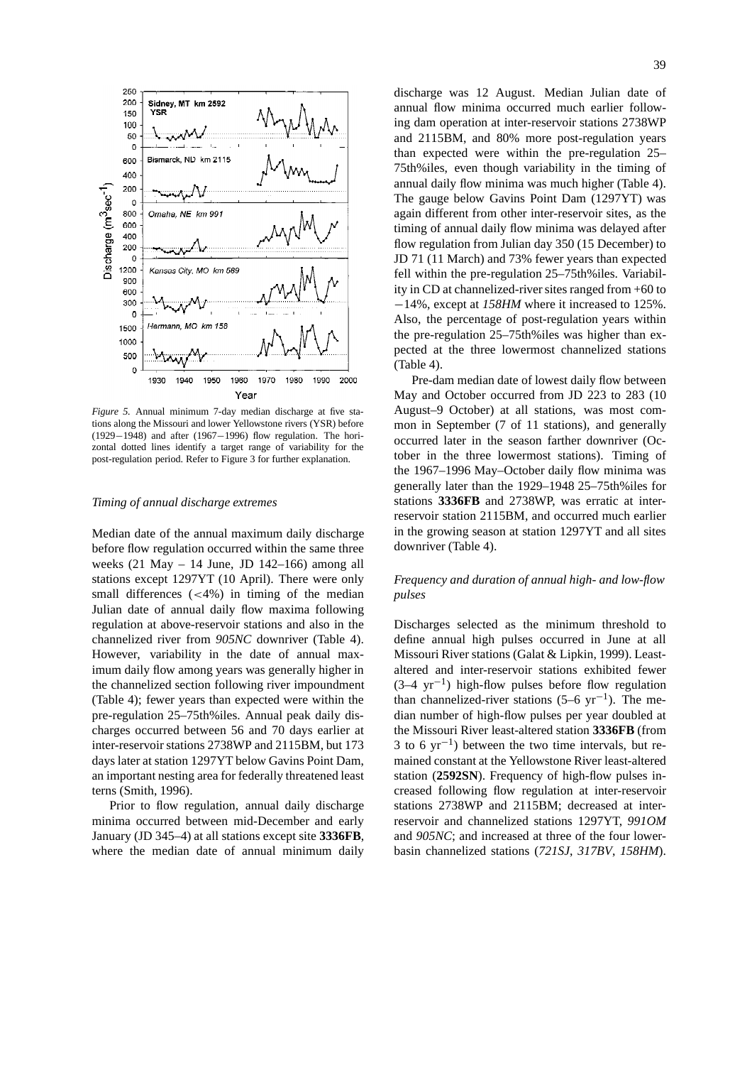*Figure 5.* Annual minimum 7-day median discharge at five stations along the Missouri and lower Yellowstone rivers (YSR) before (1929−1948) and after (1967−1996) flow regulation. The horizontal dotted lines identify a target range of variability for the post-regulation period. Refer to Figure 3 for further explanation.

### *Timing of annual discharge extremes*

Median date of the annual maximum daily discharge before flow regulation occurred within the same three weeks (21 May – 14 June, JD 142–166) among all stations except 1297YT (10 April). There were only small differences (<4%) in timing of the median Julian date of annual daily flow maxima following regulation at above-reservoir stations and also in the channelized river from *905NC* downriver (Table 4). However, variability in the date of annual maximum daily flow among years was generally higher in the channelized section following river impoundment (Table 4); fewer years than expected were within the pre-regulation 25–75th%iles. Annual peak daily discharges occurred between 56 and 70 days earlier at inter-reservoir stations 2738WP and 2115BM, but 173 days later at station 1297YT below Gavins Point Dam, an important nesting area for federally threatened least terns (Smith, 1996).

Prior to flow regulation, annual daily discharge minima occurred between mid-December and early January (JD 345–4) at all stations except site **3336FB**, where the median date of annual minimum daily discharge was 12 August. Median Julian date of annual flow minima occurred much earlier following dam operation at inter-reservoir stations 2738WP and 2115BM, and 80% more post-regulation years than expected were within the pre-regulation 25–75th%iles, even though variability in the timing of annual daily flow minima was much higher (Table 4). The gauge below Gavins Point Dam (1297YT) was again different from other inter-reservoir sites, as the timing of annual daily flow minima was delayed after flow regulation from Julian day 350 (15 December) to JD 71 (11 March) and 73% fewer years than expected fell within the pre-regulation 25–75th%iles. Variability in CD at channelized-river sites ranged from +60 to −14%, except at *158HM* where it increased to 125%. Also, the percentage of post-regulation years within the pre-regulation 25–75th%iles was higher than expected at the three lowermost channelized stations (Table 4).

Pre-dam median date of lowest daily flow between May and October occurred from JD 223 to 283 (10 August–9 October) at all stations, was most common in September (7 of 11 stations), and generally occurred later in the season farther downriver (October in the three lowermost stations). Timing of the 1967–1996 May–October daily flow minima was generally later than the 1929–1948 25–75th%iles for stations **3336FB** and 2738WP, was erratic at inter-reservoir station 2115BM, and occurred much earlier in the growing season at station 1297YT and all sites downriver (Table 4).

### *Frequency and duration of annual high- and low-flow pulses*

Discharges selected as the minimum threshold to define annual high pulses occurred in June at all Missouri River stations (Galat & Lipkin, 1999). Least-altered and inter-reservoir stations exhibited fewer (3–4 $yr^{-1}$) high-flow pulses before flow regulation than channelized-river stations (5–6 $yr^{-1}$). The median number of high-flow pulses per year doubled at the Missouri River least-altered station **3336FB** (from 3 to 6 $yr^{-1}$) between the two time intervals, but remained constant at the Yellowstone River least-altered station (**2592SN**). Frequency of high-flow pulses increased following flow regulation at inter-reservoir stations 2738WP and 2115BM; decreased at inter-reservoir and channelized stations 1297YT, *991OM* and *905NC*; and increased at three of the four lower-basin channelized stations (*721SJ*, *317BV*, *158HM*).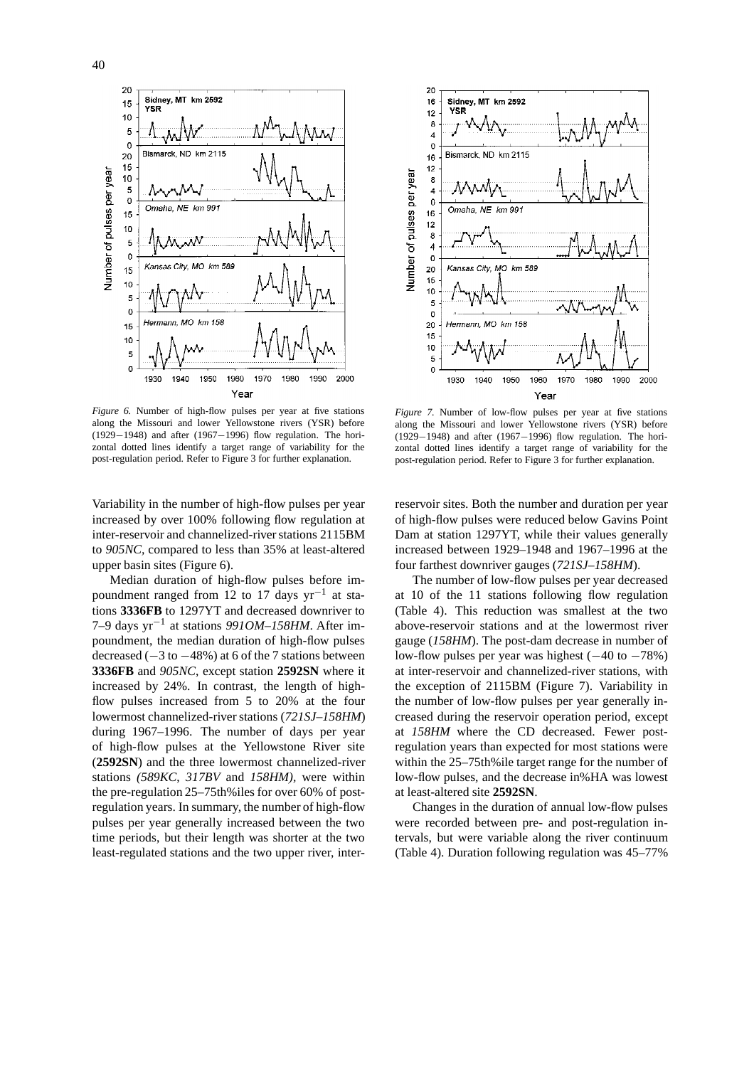*Figure 6.* Number of high-flow pulses per year at five stations along the Missouri and lower Yellowstone rivers (YSR) before (1929−1948) and after (1967−1996) flow regulation. The horizontal dotted lines identify a target range of variability for the post-regulation period. Refer to Figure 3 for further explanation.

*Figure 7.* Number of low-flow pulses per year at five stations along the Missouri and lower Yellowstone rivers (YSR) before (1929−1948) and after (1967−1996) flow regulation. The horizontal dotted lines identify a target range of variability for the post-regulation period. Refer to Figure 3 for further explanation.

Variability in the number of high-flow pulses per year increased by over 100% following flow regulation at inter-reservoir and channelized-river stations 2115BM to *905NC*, compared to less than 35% at least-altered upper basin sites (Figure 6).

Median duration of high-flow pulses before impoundment ranged from 12 to 17 days $yr^{-1}$ at stations **3336FB** to 1297YT and decreased downriver to 7–9 days $yr^{-1}$ at stations *991OM–158HM*. After impoundment, the median duration of high-flow pulses decreased (−3 to −48%) at 6 of the 7 stations between **3336FB** and *905NC*, except station **2592SN** where it increased by 24%. In contrast, the length of high-flow pulses increased from 5 to 20% at the four lowermost channelized-river stations (*721SJ–158HM*) during 1967–1996. The number of days per year of high-flow pulses at the Yellowstone River site (**2592SN**) and the three lowermost channelized-river stations *(589KC, 317BV* and *158HM),* were within the pre-regulation 25–75th%iles for over 60% of post-regulation years. In summary, the number of high-flow pulses per year generally increased between the two time periods, but their length was shorter at the two least-regulated stations and the two upper river, inter-reservoir sites. Both the number and duration per year of high-flow pulses were reduced below Gavins Point Dam at station 1297YT, while their values generally increased between 1929–1948 and 1967–1996 at the four farthest downriver gauges (*721SJ–158HM*).

The number of low-flow pulses per year decreased at 10 of the 11 stations following flow regulation (Table 4). This reduction was smallest at the two above-reservoir stations and at the lowermost river gauge (*158HM*). The post-dam decrease in number of low-flow pulses per year was highest (−40 to −78%) at inter-reservoir and channelized-river stations, with the exception of 2115BM (Figure 7). Variability in the number of low-flow pulses per year generally increased during the reservoir operation period, except at *158HM* where the CD decreased. Fewer post-regulation years than expected for most stations were within the 25–75th%ile target range for the number of low-flow pulses, and the decrease in%HA was lowest at least-altered site **2592SN**.

Changes in the duration of annual low-flow pulses were recorded between pre- and post-regulation intervals, but were variable along the river continuum (Table 4). Duration following regulation was 45–77%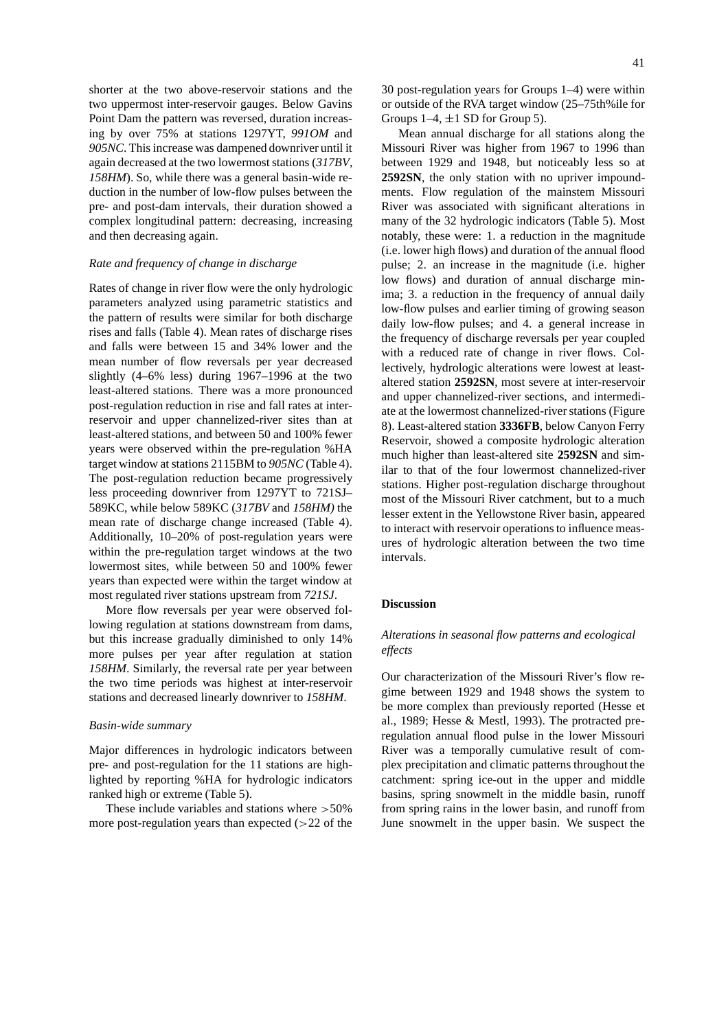shorter at the two above-reservoir stations and the two uppermost inter-reservoir gauges. Below Gavins Point Dam the pattern was reversed, duration increasing by over 75% at stations 1297YT, *991OM* and *905NC*. This increase was dampened downriver until it again decreased at the two lowermost stations (*317BV*, *158HM*). So, while there was a general basin-wide reduction in the number of low-flow pulses between the pre- and post-dam intervals, their duration showed a complex longitudinal pattern: decreasing, increasing and then decreasing again.

### *Rate and frequency of change in discharge*

Rates of change in river flow were the only hydrologic parameters analyzed using parametric statistics and the pattern of results were similar for both discharge rises and falls (Table 4). Mean rates of discharge rises and falls were between 15 and 34% lower and the mean number of flow reversals per year decreased slightly (4–6% less) during 1967–1996 at the two least-altered stations. There was a more pronounced post-regulation reduction in rise and fall rates at inter-reservoir and upper channelized-river sites than at least-altered stations, and between 50 and 100% fewer years were observed within the pre-regulation %HA target window at stations 2115BM to *905NC* (Table 4). The post-regulation reduction became progressively less proceeding downriver from 1297YT to 721SJ–589KC, while below 589KC (*317BV* and *158HM)* the mean rate of discharge change increased (Table 4). Additionally, 10–20% of post-regulation years were within the pre-regulation target windows at the two lowermost sites, while between 50 and 100% fewer years than expected were within the target window at most regulated river stations upstream from *721SJ*.

More flow reversals per year were observed following regulation at stations downstream from dams, but this increase gradually diminished to only 14% more pulses per year after regulation at station *158HM*. Similarly, the reversal rate per year between the two time periods was highest at inter-reservoir stations and decreased linearly downriver to *158HM*.

### *Basin-wide summary*

Major differences in hydrologic indicators between pre- and post-regulation for the 11 stations are highlighted by reporting %HA for hydrologic indicators ranked high or extreme (Table 5).

These include variables and stations where >50% more post-regulation years than expected (>22 of the 30 post-regulation years for Groups 1–4) were within or outside of the RVA target window (25–75th%ile for Groups 1–4, ±1 SD for Group 5).

Mean annual discharge for all stations along the Missouri River was higher from 1967 to 1996 than between 1929 and 1948, but noticeably less so at **2592SN**, the only station with no upriver impoundments. Flow regulation of the mainstem Missouri River was associated with significant alterations in many of the 32 hydrologic indicators (Table 5). Most notably, these were: 1. a reduction in the magnitude (i.e. lower high flows) and duration of the annual flood pulse; 2. an increase in the magnitude (i.e. higher low flows) and duration of annual discharge minima; 3. a reduction in the frequency of annual daily low-flow pulses and earlier timing of growing season daily low-flow pulses; and 4. a general increase in the frequency of discharge reversals per year coupled with a reduced rate of change in river flows. Collectively, hydrologic alterations were lowest at least-altered station **2592SN**, most severe at inter-reservoir and upper channelized-river sections, and intermediate at the lowermost channelized-river stations (Figure 8). Least-altered station **3336FB**, below Canyon Ferry Reservoir, showed a composite hydrologic alteration much higher than least-altered site **2592SN** and similar to that of the four lowermost channelized-river stations. Higher post-regulation discharge throughout most of the Missouri River catchment, but to a much lesser extent in the Yellowstone River basin, appeared to interact with reservoir operations to influence measures of hydrologic alteration between the two time intervals.

## Discussion

### *Alterations in seasonal flow patterns and ecological effects*

Our characterization of the Missouri River's flow regime between 1929 and 1948 shows the system to be more complex than previously reported (Hesse et al., 1989; Hesse & Mestl, 1993). The protracted pre-regulation annual flood pulse in the lower Missouri River was a temporally cumulative result of complex precipitation and climatic patterns throughout the catchment: spring ice-out in the upper and middle basins, spring snowmelt in the middle basin, runoff from spring rains in the lower basin, and runoff from June snowmelt in the upper basin. We suspect the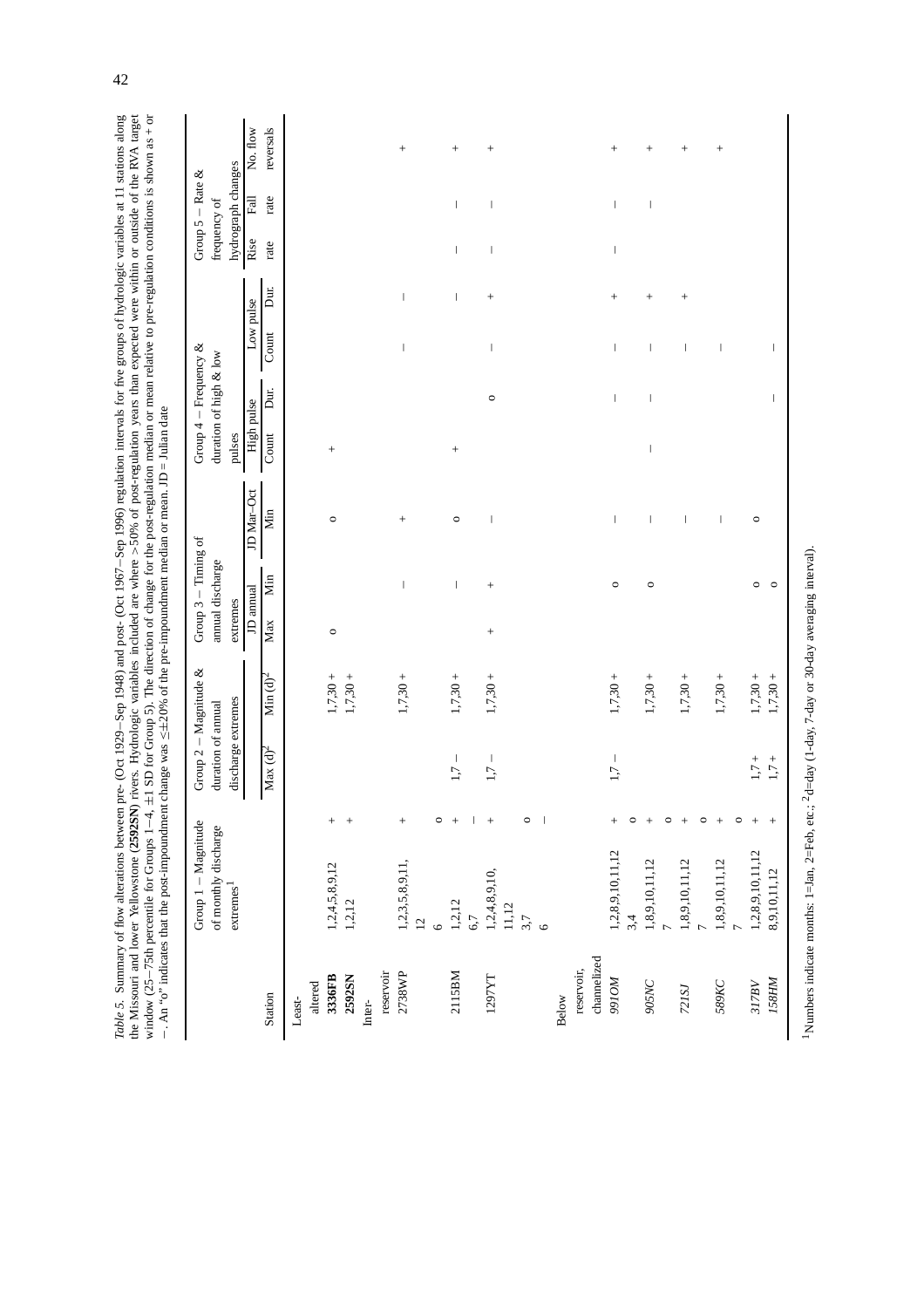*Table 5.* Summary of flow alterations between pre- (Oct 1929–Sep 1948) and post- (Oct 1967–Sep 1996) regulation intervals for five groups of hydrologic variables at 11 stations along the Missouri and lower Yellowstone (**2592SN**) rivers. Hydrologic variables included are where >50% of post-regulation years than expected were within or outside of the RVA target window (25–75th percentile for Groups 1–4, ±1 SD for Group 5). The direction of change for the post-regulation median or mean relative to pre-regulation conditions is shown as + or –. An "o" indicates that the post-impoundment change was ≤±20% of the pre-impoundment median or mean. JD = Julian date

| Station | Group 1 – Magnitude of monthly discharge extremes[1] | Group 2 – Magnitude & duration of annual discharge extremes | | Group 3 – Timing of annual discharge extremes | | | Group 4 – Frequency & duration of high & low pulses | | | | Group 5 – Rate & frequency of hydrograph changes | | |
|---|---|---|---|---|---|---|---|---|---|---|---|---|---|
| | | | | JD annual | | JD Mar–Oct | High pulse | | Low pulse | | Rise rate | Fall rate | No. flow reversals |
| | | Max (d)[2] | Min (d)[2] | Max | Min | Min | Count | Dur. | Count | Dur. | | | |
| *Least-altered* | | | | | | | | | | | | | |
| **3336FB** | 1,2,4,5,8,9,12 + | | 1,7,30 + | o | | o | | + | | | | | |
| **2592SN** | 1,2,12 + | | 1,7,30 + | | | | | | | | | | |
| *Inter-reservoir* | | | | | | | | | | | | | |
| 2738WP | 1,2,3,5,8,9,11,12 +<br>6 o | | 1,7,30 + | | – | + | | | – | – | | | + |
| 2115BM | 1,2,12 +<br>6,7 – | 1,7 – | 1,7,30 + | | – | o | | + | – | – | – | – | + |
| 1297YT | 1,2,4,8,9,10,11,12 +<br>3,7 o<br>6 – | 1,7 – | 1,7,30 + | + | + | – | o | | – | + | – | – | + |
| *Below reservoir, channelized* | | | | | | | | | | | | | |
| *991OM* | 1,2,8,9,10,11,12 +<br>3,4 o | 1,7 – | 1,7,30 + | | o | – | – | | – | + | – | – | + |
| *905NC* | 1,8,9,10,11,12 +<br>7 o | | 1,7,30 + | | o | – | – | – | – | + | | – | + |
| *721SJ* | 1,8,9,10,11,12 +<br>7 o | | 1,7,30 + | | | – | | | – | + | | | + |
| *589KC* | 1,8,9,10,11,12 +<br>7 o | | 1,7,30 + | | | – | | | – | | | | + |
| *317BV* | 1,2,8,9,10,11,12 + | 1,7 + | 1,7,30 + | | o | o | | | | | | | |
| *158HM* | 8,9,10,11,12 + | 1,7 + | 1,7,30 + | | o | | – | | – | | | | |

[1]Numbers indicate months: 1=Jan, 2=Feb, etc.; [2]d=day (1-day, 7-day or 30-day averaging interval).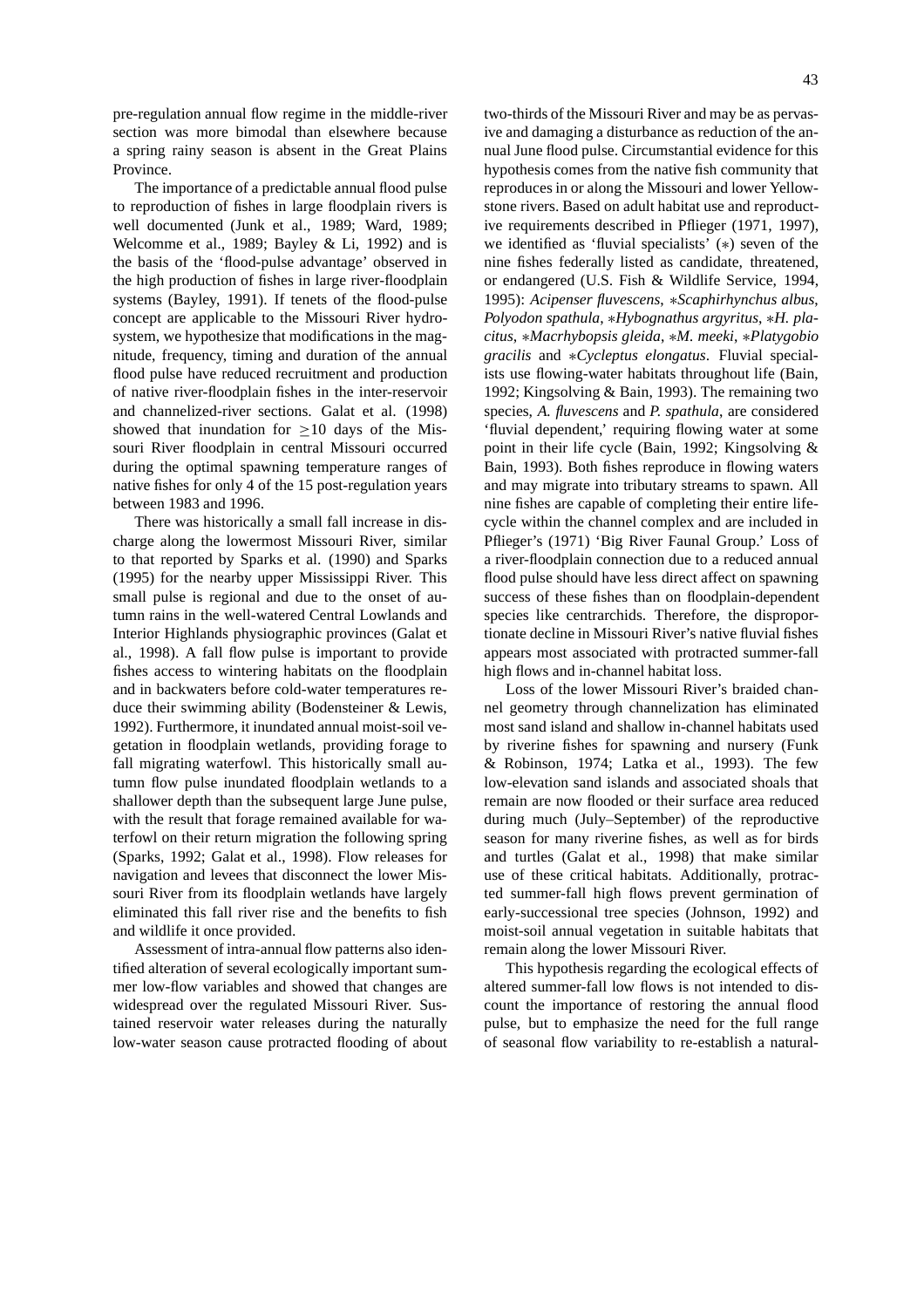pre-regulation annual flow regime in the middle-river section was more bimodal than elsewhere because a spring rainy season is absent in the Great Plains Province.

The importance of a predictable annual flood pulse to reproduction of fishes in large floodplain rivers is well documented (Junk et al., 1989; Ward, 1989; Welcomme et al., 1989; Bayley & Li, 1992) and is the basis of the 'flood-pulse advantage' observed in the high production of fishes in large river-floodplain systems (Bayley, 1991). If tenets of the flood-pulse concept are applicable to the Missouri River hydrosystem, we hypothesize that modifications in the magnitude, frequency, timing and duration of the annual flood pulse have reduced recruitment and production of native river-floodplain fishes in the inter-reservoir and channelized-river sections. Galat et al. (1998) showed that inundation for $\geq$10 days of the Missouri River floodplain in central Missouri occurred during the optimal spawning temperature ranges of native fishes for only 4 of the 15 post-regulation years between 1983 and 1996.

There was historically a small fall increase in discharge along the lowermost Missouri River, similar to that reported by Sparks et al. (1990) and Sparks (1995) for the nearby upper Mississippi River. This small pulse is regional and due to the onset of autumn rains in the well-watered Central Lowlands and Interior Highlands physiographic provinces (Galat et al., 1998). A fall flow pulse is important to provide fishes access to wintering habitats on the floodplain and in backwaters before cold-water temperatures reduce their swimming ability (Bodensteiner & Lewis, 1992). Furthermore, it inundated annual moist-soil vegetation in floodplain wetlands, providing forage to fall migrating waterfowl. This historically small autumn flow pulse inundated floodplain wetlands to a shallower depth than the subsequent large June pulse, with the result that forage remained available for waterfowl on their return migration the following spring (Sparks, 1992; Galat et al., 1998). Flow releases for navigation and levees that disconnect the lower Missouri River from its floodplain wetlands have largely eliminated this fall river rise and the benefits to fish and wildlife it once provided.

Assessment of intra-annual flow patterns also identified alteration of several ecologically important summer low-flow variables and showed that changes are widespread over the regulated Missouri River. Sustained reservoir water releases during the naturally low-water season cause protracted flooding of about two-thirds of the Missouri River and may be as pervasive and damaging a disturbance as reduction of the annual June flood pulse. Circumstantial evidence for this hypothesis comes from the native fish community that reproduces in or along the Missouri and lower Yellowstone rivers. Based on adult habitat use and reproductive requirements described in Pflieger (1971, 1997), we identified as 'fluvial specialists' (∗) seven of the nine fishes federally listed as candidate, threatened, or endangered (U.S. Fish & Wildlife Service, 1994, 1995): *Acipenser fluvescens*, ∗*Scaphirhynchus albus*, *Polyodon spathula*, ∗*Hybognathus argyritus*, ∗*H. placitus*, ∗*Macrhybopsis gleida*, ∗*M. meeki*, ∗*Platygobio gracilis* and ∗*Cycleptus elongatus*. Fluvial specialists use flowing-water habitats throughout life (Bain, 1992; Kingsolving & Bain, 1993). The remaining two species, *A. fluvescens* and *P. spathula*, are considered 'fluvial dependent,' requiring flowing water at some point in their life cycle (Bain, 1992; Kingsolving & Bain, 1993). Both fishes reproduce in flowing waters and may migrate into tributary streams to spawn. All nine fishes are capable of completing their entire lifecycle within the channel complex and are included in Pflieger's (1971) 'Big River Faunal Group.' Loss of a river-floodplain connection due to a reduced annual flood pulse should have less direct affect on spawning success of these fishes than on floodplain-dependent species like centrarchids. Therefore, the disproportionate decline in Missouri River's native fluvial fishes appears most associated with protracted summer-fall high flows and in-channel habitat loss.

Loss of the lower Missouri River's braided channel geometry through channelization has eliminated most sand island and shallow in-channel habitats used by riverine fishes for spawning and nursery (Funk & Robinson, 1974; Latka et al., 1993). The few low-elevation sand islands and associated shoals that remain are now flooded or their surface area reduced during much (July–September) of the reproductive season for many riverine fishes, as well as for birds and turtles (Galat et al., 1998) that make similar use of these critical habitats. Additionally, protracted summer-fall high flows prevent germination of early-successional tree species (Johnson, 1992) and moist-soil annual vegetation in suitable habitats that remain along the lower Missouri River.

This hypothesis regarding the ecological effects of altered summer-fall low flows is not intended to discount the importance of restoring the annual flood pulse, but to emphasize the need for the full range of seasonal flow variability to re-establish a natural-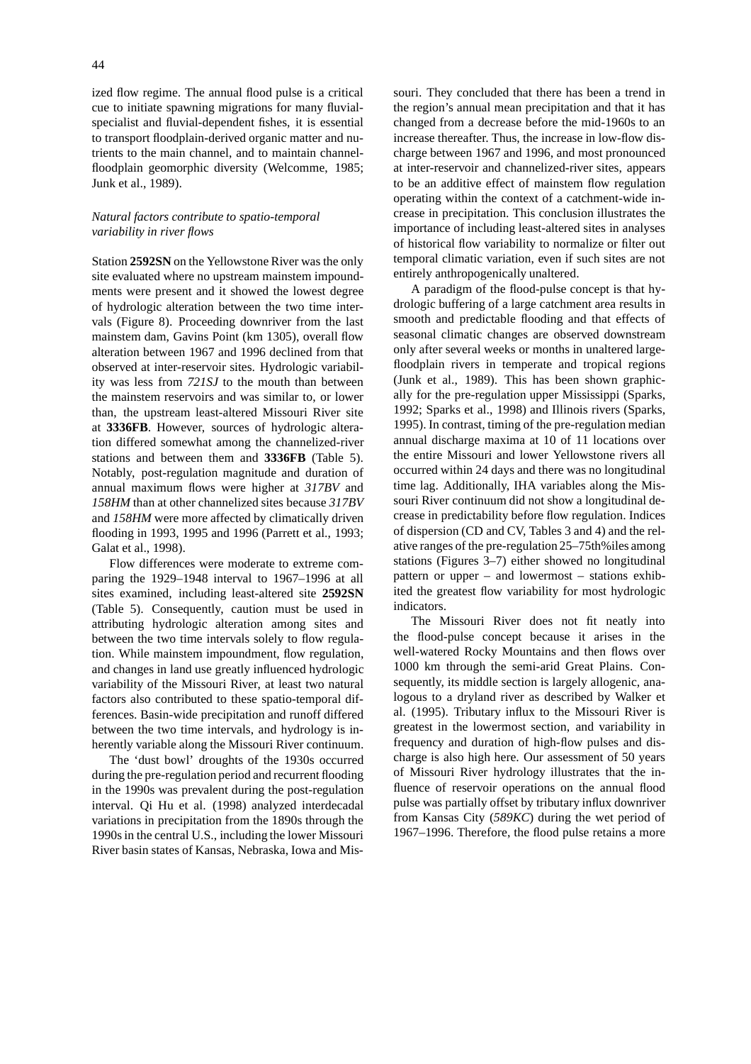ized flow regime. The annual flood pulse is a critical cue to initiate spawning migrations for many fluvial-specialist and fluvial-dependent fishes, it is essential to transport floodplain-derived organic matter and nutrients to the main channel, and to maintain channel-floodplain geomorphic diversity (Welcomme, 1985; Junk et al., 1989).

### *Natural factors contribute to spatio-temporal variability in river flows*

Station **2592SN** on the Yellowstone River was the only site evaluated where no upstream mainstem impoundments were present and it showed the lowest degree of hydrologic alteration between the two time intervals (Figure 8). Proceeding downriver from the last mainstem dam, Gavins Point (km 1305), overall flow alteration between 1967 and 1996 declined from that observed at inter-reservoir sites. Hydrologic variability was less from *721SJ* to the mouth than between the mainstem reservoirs and was similar to, or lower than, the upstream least-altered Missouri River site at **3336FB**. However, sources of hydrologic alteration differed somewhat among the channelized-river stations and between them and **3336FB** (Table 5). Notably, post-regulation magnitude and duration of annual maximum flows were higher at *317BV* and *158HM* than at other channelized sites because *317BV* and *158HM* were more affected by climatically driven flooding in 1993, 1995 and 1996 (Parrett et al., 1993; Galat et al., 1998).

Flow differences were moderate to extreme comparing the 1929–1948 interval to 1967–1996 at all sites examined, including least-altered site **2592SN** (Table 5). Consequently, caution must be used in attributing hydrologic alteration among sites and between the two time intervals solely to flow regulation. While mainstem impoundment, flow regulation, and changes in land use greatly influenced hydrologic variability of the Missouri River, at least two natural factors also contributed to these spatio-temporal differences. Basin-wide precipitation and runoff differed between the two time intervals, and hydrology is inherently variable along the Missouri River continuum.

The 'dust bowl' droughts of the 1930s occurred during the pre-regulation period and recurrent flooding in the 1990s was prevalent during the post-regulation interval. Qi Hu et al. (1998) analyzed interdecadal variations in precipitation from the 1890s through the 1990s in the central U.S., including the lower Missouri River basin states of Kansas, Nebraska, Iowa and Missouri. They concluded that there has been a trend in the region's annual mean precipitation and that it has changed from a decrease before the mid-1960s to an increase thereafter. Thus, the increase in low-flow discharge between 1967 and 1996, and most pronounced at inter-reservoir and channelized-river sites, appears to be an additive effect of mainstem flow regulation operating within the context of a catchment-wide increase in precipitation. This conclusion illustrates the importance of including least-altered sites in analyses of historical flow variability to normalize or filter out temporal climatic variation, even if such sites are not entirely anthropogenically unaltered.

A paradigm of the flood-pulse concept is that hydrologic buffering of a large catchment area results in smooth and predictable flooding and that effects of seasonal climatic changes are observed downstream only after several weeks or months in unaltered large-floodplain rivers in temperate and tropical regions (Junk et al., 1989). This has been shown graphically for the pre-regulation upper Mississippi (Sparks, 1992; Sparks et al., 1998) and Illinois rivers (Sparks, 1995). In contrast, timing of the pre-regulation median annual discharge maxima at 10 of 11 locations over the entire Missouri and lower Yellowstone rivers all occurred within 24 days and there was no longitudinal time lag. Additionally, IHA variables along the Missouri River continuum did not show a longitudinal decrease in predictability before flow regulation. Indices of dispersion (CD and CV, Tables 3 and 4) and the relative ranges of the pre-regulation 25–75th%iles among stations (Figures 3–7) either showed no longitudinal pattern or upper – and lowermost – stations exhibited the greatest flow variability for most hydrologic indicators.

The Missouri River does not fit neatly into the flood-pulse concept because it arises in the well-watered Rocky Mountains and then flows over 1000 km through the semi-arid Great Plains. Consequently, its middle section is largely allogenic, analogous to a dryland river as described by Walker et al. (1995). Tributary influx to the Missouri River is greatest in the lowermost section, and variability in frequency and duration of high-flow pulses and discharge is also high here. Our assessment of 50 years of Missouri River hydrology illustrates that the influence of reservoir operations on the annual flood pulse was partially offset by tributary influx downriver from Kansas City (*589KC*) during the wet period of 1967–1996. Therefore, the flood pulse retains a more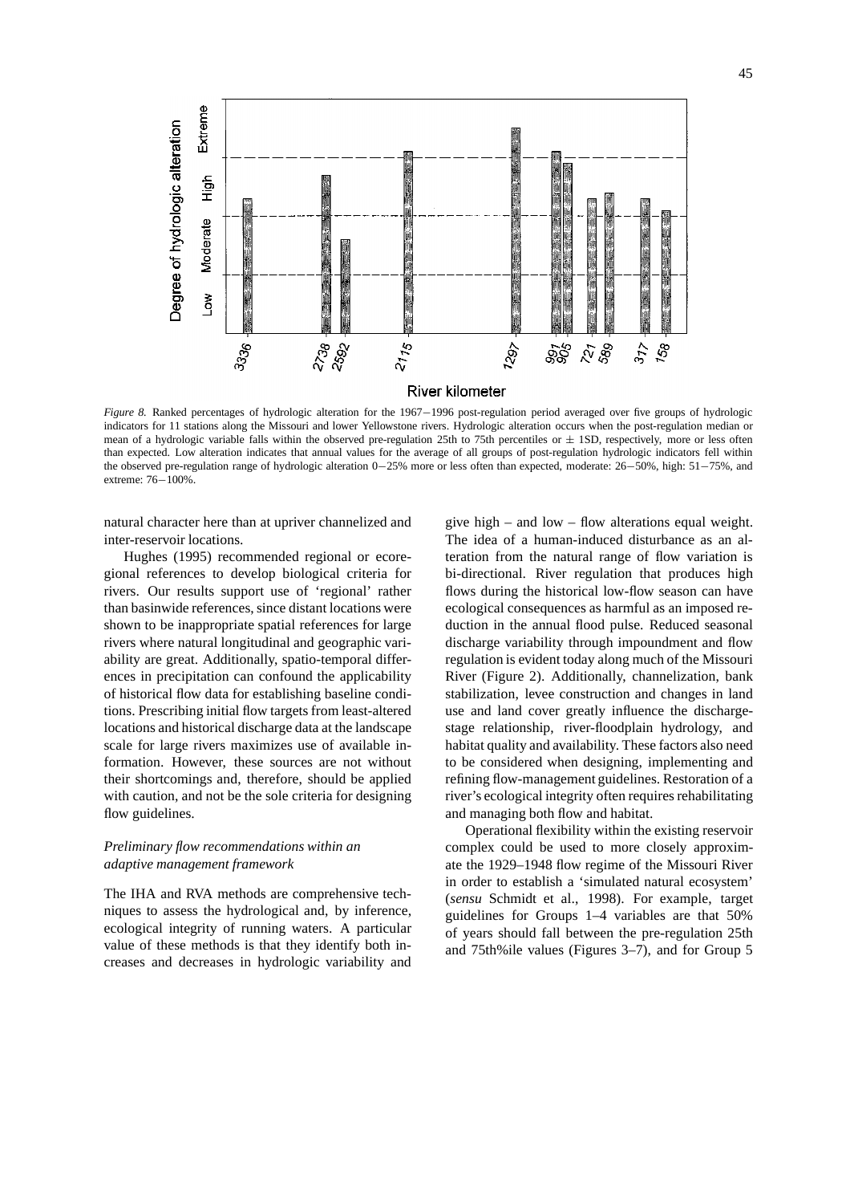*Figure 8.* Ranked percentages of hydrologic alteration for the 1967−1996 post-regulation period averaged over five groups of hydrologic indicators for 11 stations along the Missouri and lower Yellowstone rivers. Hydrologic alteration occurs when the post-regulation median or mean of a hydrologic variable falls within the observed pre-regulation 25th to 75th percentiles or ± 1SD, respectively, more or less often than expected. Low alteration indicates that annual values for the average of all groups of post-regulation hydrologic indicators fell within the observed pre-regulation range of hydrologic alteration 0−25% more or less often than expected, moderate: 26−50%, high: 51−75%, and extreme: 76−100%.

natural character here than at upriver channelized and inter-reservoir locations.

Hughes (1995) recommended regional or ecoregional references to develop biological criteria for rivers. Our results support use of 'regional' rather than basinwide references, since distant locations were shown to be inappropriate spatial references for large rivers where natural longitudinal and geographic variability are great. Additionally, spatio-temporal differences in precipitation can confound the applicability of historical flow data for establishing baseline conditions. Prescribing initial flow targets from least-altered locations and historical discharge data at the landscape scale for large rivers maximizes use of available information. However, these sources are not without their shortcomings and, therefore, should be applied with caution, and not be the sole criteria for designing flow guidelines.

### *Preliminary flow recommendations within an adaptive management framework*

The IHA and RVA methods are comprehensive techniques to assess the hydrological and, by inference, ecological integrity of running waters. A particular value of these methods is that they identify both increases and decreases in hydrologic variability and give high – and low – flow alterations equal weight. The idea of a human-induced disturbance as an alteration from the natural range of flow variation is bi-directional. River regulation that produces high flows during the historical low-flow season can have ecological consequences as harmful as an imposed reduction in the annual flood pulse. Reduced seasonal discharge variability through impoundment and flow regulation is evident today along much of the Missouri River (Figure 2). Additionally, channelization, bank stabilization, levee construction and changes in land use and land cover greatly influence the discharge-stage relationship, river-floodplain hydrology, and habitat quality and availability. These factors also need to be considered when designing, implementing and refining flow-management guidelines. Restoration of a river's ecological integrity often requires rehabilitating and managing both flow and habitat.

Operational flexibility within the existing reservoir complex could be used to more closely approximate the 1929–1948 flow regime of the Missouri River in order to establish a 'simulated natural ecosystem' (*sensu* Schmidt et al., 1998). For example, target guidelines for Groups 1–4 variables are that 50% of years should fall between the pre-regulation 25th and 75th%ile values (Figures 3–7), and for Group 5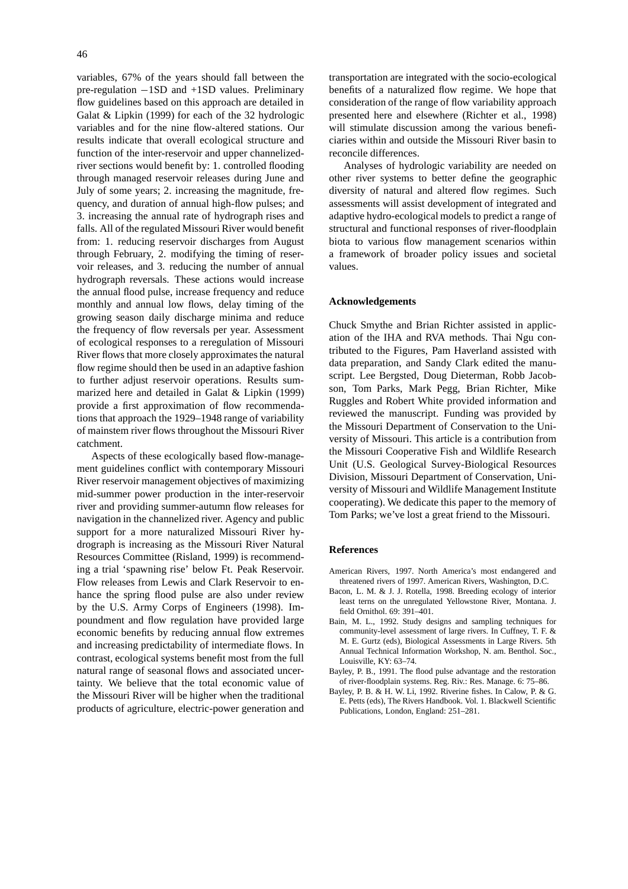variables, 67% of the years should fall between the pre-regulation −1SD and +1SD values. Preliminary flow guidelines based on this approach are detailed in Galat & Lipkin (1999) for each of the 32 hydrologic variables and for the nine flow-altered stations. Our results indicate that overall ecological structure and function of the inter-reservoir and upper channelized-river sections would benefit by: 1. controlled flooding through managed reservoir releases during June and July of some years; 2. increasing the magnitude, frequency, and duration of annual high-flow pulses; and 3. increasing the annual rate of hydrograph rises and falls. All of the regulated Missouri River would benefit from: 1. reducing reservoir discharges from August through February, 2. modifying the timing of reservoir releases, and 3. reducing the number of annual hydrograph reversals. These actions would increase the annual flood pulse, increase frequency and reduce monthly and annual low flows, delay timing of the growing season daily discharge minima and reduce the frequency of flow reversals per year. Assessment of ecological responses to a reregulation of Missouri River flows that more closely approximates the natural flow regime should then be used in an adaptive fashion to further adjust reservoir operations. Results summarized here and detailed in Galat & Lipkin (1999) provide a first approximation of flow recommendations that approach the 1929–1948 range of variability of mainstem river flows throughout the Missouri River catchment.

Aspects of these ecologically based flow-management guidelines conflict with contemporary Missouri River reservoir management objectives of maximizing mid-summer power production in the inter-reservoir river and providing summer-autumn flow releases for navigation in the channelized river. Agency and public support for a more naturalized Missouri River hydrograph is increasing as the Missouri River Natural Resources Committee (Risland, 1999) is recommending a trial 'spawning rise' below Ft. Peak Reservoir. Flow releases from Lewis and Clark Reservoir to enhance the spring flood pulse are also under review by the U.S. Army Corps of Engineers (1998). Impoundment and flow regulation have provided large economic benefits by reducing annual flow extremes and increasing predictability of intermediate flows. In contrast, ecological systems benefit most from the full natural range of seasonal flows and associated uncertainty. We believe that the total economic value of the Missouri River will be higher when the traditional products of agriculture, electric-power generation and transportation are integrated with the socio-ecological benefits of a naturalized flow regime. We hope that consideration of the range of flow variability approach presented here and elsewhere (Richter et al., 1998) will stimulate discussion among the various beneficiaries within and outside the Missouri River basin to reconcile differences.

Analyses of hydrologic variability are needed on other river systems to better define the geographic diversity of natural and altered flow regimes. Such assessments will assist development of integrated and adaptive hydro-ecological models to predict a range of structural and functional responses of river-floodplain biota to various flow management scenarios within a framework of broader policy issues and societal values.

## Acknowledgements

Chuck Smythe and Brian Richter assisted in application of the IHA and RVA methods. Thai Ngu contributed to the Figures, Pam Haverland assisted with data preparation, and Sandy Clark edited the manuscript. Lee Bergsted, Doug Dieterman, Robb Jacobson, Tom Parks, Mark Pegg, Brian Richter, Mike Ruggles and Robert White provided information and reviewed the manuscript. Funding was provided by the Missouri Department of Conservation to the University of Missouri. This article is a contribution from the Missouri Cooperative Fish and Wildlife Research Unit (U.S. Geological Survey-Biological Resources Division, Missouri Department of Conservation, University of Missouri and Wildlife Management Institute cooperating). We dedicate this paper to the memory of Tom Parks; we've lost a great friend to the Missouri.

## References

American Rivers, 1997. North America's most endangered and threatened rivers of 1997. American Rivers, Washington, D.C.

Bacon, L. M. & J. J. Rotella, 1998. Breeding ecology of interior least terns on the unregulated Yellowstone River, Montana. J. field Ornithol. 69: 391–401.

Bain, M. L., 1992. Study designs and sampling techniques for community-level assessment of large rivers. In Cuffney, T. F. & M. E. Gurtz (eds), Biological Assessments in Large Rivers. 5th Annual Technical Information Workshop, N. am. Benthol. Soc., Louisville, KY: 63–74.

Bayley, P. B., 1991. The flood pulse advantage and the restoration of river-floodplain systems. Reg. Riv.: Res. Manage. 6: 75–86.

Bayley, P. B. & H. W. Li, 1992. Riverine fishes. In Calow, P. & G. E. Petts (eds), The Rivers Handbook. Vol. 1. Blackwell Scientific Publications, London, England: 251–281.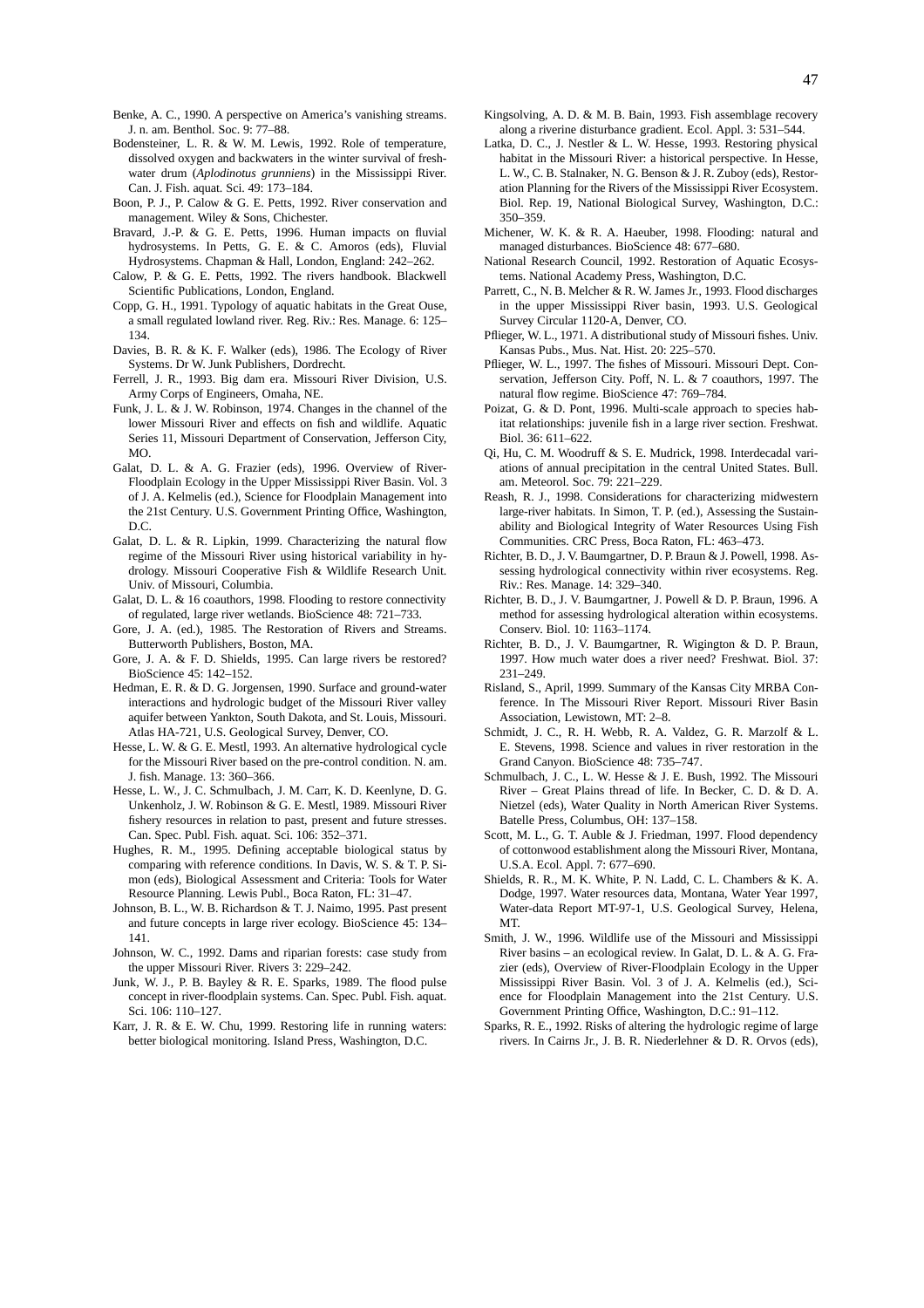Benke, A. C., 1990. A perspective on America's vanishing streams. J. n. am. Benthol. Soc. 9: 77–88.

Bodensteiner, L. R. & W. M. Lewis, 1992. Role of temperature, dissolved oxygen and backwaters in the winter survival of freshwater drum (*Aplodinotus grunniens*) in the Mississippi River. Can. J. Fish. aquat. Sci. 49: 173–184.

Boon, P. J., P. Calow & G. E. Petts, 1992. River conservation and management. Wiley & Sons, Chichester.

Bravard, J.-P. & G. E. Petts, 1996. Human impacts on fluvial hydrosystems. In Petts, G. E. & C. Amoros (eds), Fluvial Hydrosystems. Chapman & Hall, London, England: 242–262.

Calow, P. & G. E. Petts, 1992. The rivers handbook. Blackwell Scientific Publications, London, England.

Copp, G. H., 1991. Typology of aquatic habitats in the Great Ouse, a small regulated lowland river. Reg. Riv.: Res. Manage. 6: 125–134.

Davies, B. R. & K. F. Walker (eds), 1986. The Ecology of River Systems. Dr W. Junk Publishers, Dordrecht.

Ferrell, J. R., 1993. Big dam era. Missouri River Division, U.S. Army Corps of Engineers, Omaha, NE.

Funk, J. L. & J. W. Robinson, 1974. Changes in the channel of the lower Missouri River and effects on fish and wildlife. Aquatic Series 11, Missouri Department of Conservation, Jefferson City, MO.

Galat, D. L. & A. G. Frazier (eds), 1996. Overview of River-Floodplain Ecology in the Upper Mississippi River Basin. Vol. 3 of J. A. Kelmelis (ed.), Science for Floodplain Management into the 21st Century. U.S. Government Printing Office, Washington, D.C.

Galat, D. L. & R. Lipkin, 1999. Characterizing the natural flow regime of the Missouri River using historical variability in hydrology. Missouri Cooperative Fish & Wildlife Research Unit. Univ. of Missouri, Columbia.

Galat, D. L. & 16 coauthors, 1998. Flooding to restore connectivity of regulated, large river wetlands. BioScience 48: 721–733.

Gore, J. A. (ed.), 1985. The Restoration of Rivers and Streams. Butterworth Publishers, Boston, MA.

Gore, J. A. & F. D. Shields, 1995. Can large rivers be restored? BioScience 45: 142–152.

Hedman, E. R. & D. G. Jorgensen, 1990. Surface and ground-water interactions and hydrologic budget of the Missouri River valley aquifer between Yankton, South Dakota, and St. Louis, Missouri. Atlas HA-721, U.S. Geological Survey, Denver, CO.

Hesse, L. W. & G. E. Mestl, 1993. An alternative hydrological cycle for the Missouri River based on the pre-control condition. N. am. J. fish. Manage. 13: 360–366.

Hesse, L. W., J. C. Schmulbach, J. M. Carr, K. D. Keenlyne, D. G. Unkenholz, J. W. Robinson & G. E. Mestl, 1989. Missouri River fishery resources in relation to past, present and future stresses. Can. Spec. Publ. Fish. aquat. Sci. 106: 352–371.

Hughes, R. M., 1995. Defining acceptable biological status by comparing with reference conditions. In Davis, W. S. & T. P. Simon (eds), Biological Assessment and Criteria: Tools for Water Resource Planning. Lewis Publ., Boca Raton, FL: 31–47.

Johnson, B. L., W. B. Richardson & T. J. Naimo, 1995. Past present and future concepts in large river ecology. BioScience 45: 134–141.

Johnson, W. C., 1992. Dams and riparian forests: case study from the upper Missouri River. Rivers 3: 229–242.

Junk, W. J., P. B. Bayley & R. E. Sparks, 1989. The flood pulse concept in river-floodplain systems. Can. Spec. Publ. Fish. aquat. Sci. 106: 110–127.

Karr, J. R. & E. W. Chu, 1999. Restoring life in running waters: better biological monitoring. Island Press, Washington, D.C.

Kingsolving, A. D. & M. B. Bain, 1993. Fish assemblage recovery along a riverine disturbance gradient. Ecol. Appl. 3: 531–544.

Latka, D. C., J. Nestler & L. W. Hesse, 1993. Restoring physical habitat in the Missouri River: a historical perspective. In Hesse, L. W., C. B. Stalnaker, N. G. Benson & J. R. Zuboy (eds), Restoration Planning for the Rivers of the Mississippi River Ecosystem. Biol. Rep. 19, National Biological Survey, Washington, D.C.: 350–359.

Michener, W. K. & R. A. Haeuber, 1998. Flooding: natural and managed disturbances. BioScience 48: 677–680.

National Research Council, 1992. Restoration of Aquatic Ecosystems. National Academy Press, Washington, D.C.

Parrett, C., N. B. Melcher & R. W. James Jr., 1993. Flood discharges in the upper Mississippi River basin, 1993. U.S. Geological Survey Circular 1120-A, Denver, CO.

Pflieger, W. L., 1971. A distributional study of Missouri fishes. Univ. Kansas Pubs., Mus. Nat. Hist. 20: 225–570.

Pflieger, W. L., 1997. The fishes of Missouri. Missouri Dept. Conservation, Jefferson City. Poff, N. L. & 7 coauthors, 1997. The natural flow regime. BioScience 47: 769–784.

Poizat, G. & D. Pont, 1996. Multi-scale approach to species habitat relationships: juvenile fish in a large river section. Freshwat. Biol. 36: 611–622.

Qi, Hu, C. M. Woodruff & S. E. Mudrick, 1998. Interdecadal variations of annual precipitation in the central United States. Bull. am. Meteorol. Soc. 79: 221–229.

Reash, R. J., 1998. Considerations for characterizing midwestern large-river habitats. In Simon, T. P. (ed.), Assessing the Sustainability and Biological Integrity of Water Resources Using Fish Communities. CRC Press, Boca Raton, FL: 463–473.

Richter, B. D., J. V. Baumgartner, D. P. Braun & J. Powell, 1998. Assessing hydrological connectivity within river ecosystems. Reg. Riv.: Res. Manage. 14: 329–340.

Richter, B. D., J. V. Baumgartner, J. Powell & D. P. Braun, 1996. A method for assessing hydrological alteration within ecosystems. Conserv. Biol. 10: 1163–1174.

Richter, B. D., J. V. Baumgartner, R. Wigington & D. P. Braun, 1997. How much water does a river need? Freshwat. Biol. 37: 231–249.

Risland, S., April, 1999. Summary of the Kansas City MRBA Conference. In The Missouri River Report. Missouri River Basin Association, Lewistown, MT: 2–8.

Schmidt, J. C., R. H. Webb, R. A. Valdez, G. R. Marzolf & L. E. Stevens, 1998. Science and values in river restoration in the Grand Canyon. BioScience 48: 735–747.

Schmulbach, J. C., L. W. Hesse & J. E. Bush, 1992. The Missouri River – Great Plains thread of life. In Becker, C. D. & D. A. Nietzel (eds), Water Quality in North American River Systems. Batelle Press, Columbus, OH: 137–158.

Scott, M. L., G. T. Auble & J. Friedman, 1997. Flood dependency of cottonwood establishment along the Missouri River, Montana, U.S.A. Ecol. Appl. 7: 677–690.

Shields, R. R., M. K. White, P. N. Ladd, C. L. Chambers & K. A. Dodge, 1997. Water resources data, Montana, Water Year 1997, Water-data Report MT-97-1, U.S. Geological Survey, Helena, MT.

Smith, J. W., 1996. Wildlife use of the Missouri and Mississippi River basins – an ecological review. In Galat, D. L. & A. G. Frazier (eds), Overview of River-Floodplain Ecology in the Upper Mississippi River Basin. Vol. 3 of J. A. Kelmelis (ed.), Science for Floodplain Management into the 21st Century. U.S. Government Printing Office, Washington, D.C.: 91–112.

Sparks, R. E., 1992. Risks of altering the hydrologic regime of large rivers. In Cairns Jr., J. B. R. Niederlehner & D. R. Orvos (eds),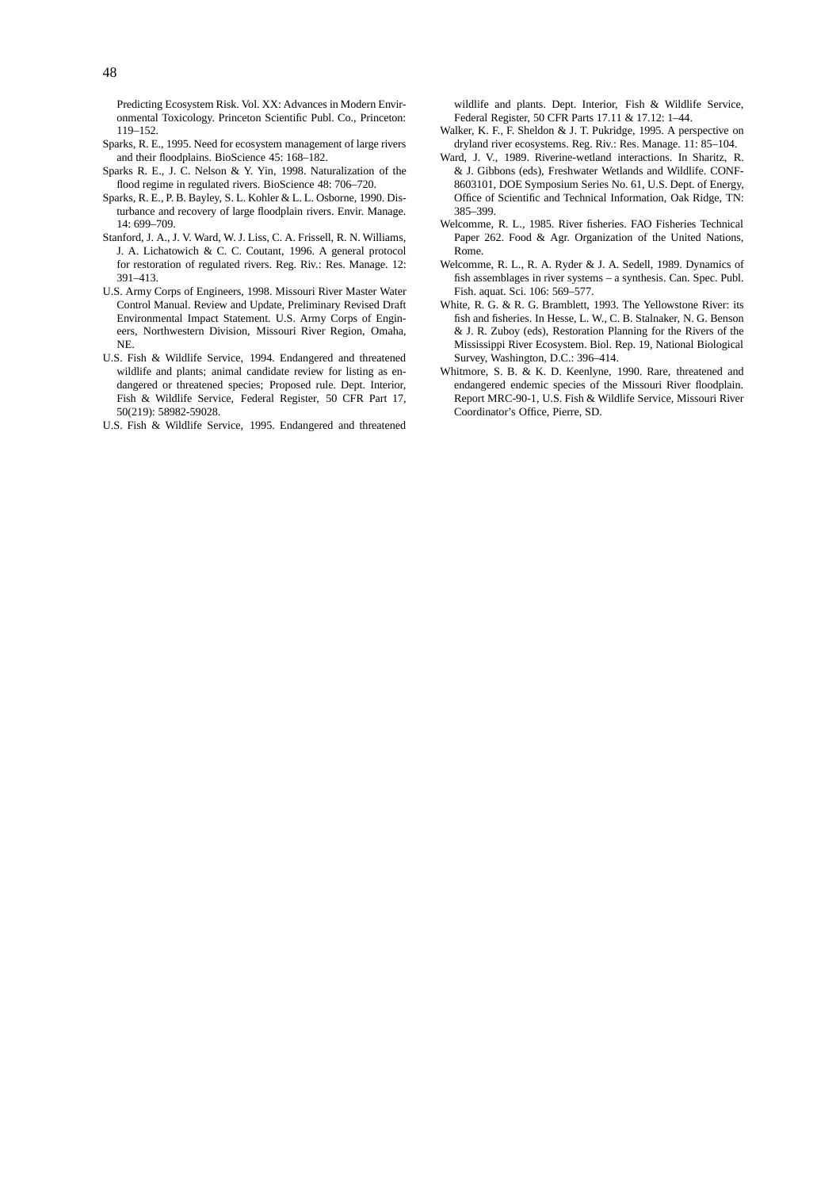Predicting Ecosystem Risk. Vol. XX: Advances in Modern Environmental Toxicology. Princeton Scientific Publ. Co., Princeton: 119–152.

Sparks, R. E., 1995. Need for ecosystem management of large rivers and their floodplains. BioScience 45: 168–182.

Sparks R. E., J. C. Nelson & Y. Yin, 1998. Naturalization of the flood regime in regulated rivers. BioScience 48: 706–720.

Sparks, R. E., P. B. Bayley, S. L. Kohler & L. L. Osborne, 1990. Disturbance and recovery of large floodplain rivers. Envir. Manage. 14: 699–709.

Stanford, J. A., J. V. Ward, W. J. Liss, C. A. Frissell, R. N. Williams, J. A. Lichatowich & C. C. Coutant, 1996. A general protocol for restoration of regulated rivers. Reg. Riv.: Res. Manage. 12: 391–413.

U.S. Army Corps of Engineers, 1998. Missouri River Master Water Control Manual. Review and Update, Preliminary Revised Draft Environmental Impact Statement. U.S. Army Corps of Engineers, Northwestern Division, Missouri River Region, Omaha, NE.

U.S. Fish & Wildlife Service, 1994. Endangered and threatened wildlife and plants; animal candidate review for listing as endangered or threatened species; Proposed rule. Dept. Interior, Fish & Wildlife Service, Federal Register, 50 CFR Part 17, 50(219): 58982-59028.

U.S. Fish & Wildlife Service, 1995. Endangered and threatened wildlife and plants. Dept. Interior, Fish & Wildlife Service, Federal Register, 50 CFR Parts 17.11 & 17.12: 1–44.

Walker, K. F., F. Sheldon & J. T. Pukridge, 1995. A perspective on dryland river ecosystems. Reg. Riv.: Res. Manage. 11: 85–104.

Ward, J. V., 1989. Riverine-wetland interactions. In Sharitz, R. & J. Gibbons (eds), Freshwater Wetlands and Wildlife. CONF-8603101, DOE Symposium Series No. 61, U.S. Dept. of Energy, Office of Scientific and Technical Information, Oak Ridge, TN: 385–399.

Welcomme, R. L., 1985. River fisheries. FAO Fisheries Technical Paper 262. Food & Agr. Organization of the United Nations, Rome.

Welcomme, R. L., R. A. Ryder & J. A. Sedell, 1989. Dynamics of fish assemblages in river systems – a synthesis. Can. Spec. Publ. Fish. aquat. Sci. 106: 569–577.

White, R. G. & R. G. Bramblett, 1993. The Yellowstone River: its fish and fisheries. In Hesse, L. W., C. B. Stalnaker, N. G. Benson & J. R. Zuboy (eds), Restoration Planning for the Rivers of the Mississippi River Ecosystem. Biol. Rep. 19, National Biological Survey, Washington, D.C.: 396–414.

Whitmore, S. B. & K. D. Keenlyne, 1990. Rare, threatened and endangered endemic species of the Missouri River floodplain. Report MRC-90-1, U.S. Fish & Wildlife Service, Missouri River Coordinator's Office, Pierre, SD.